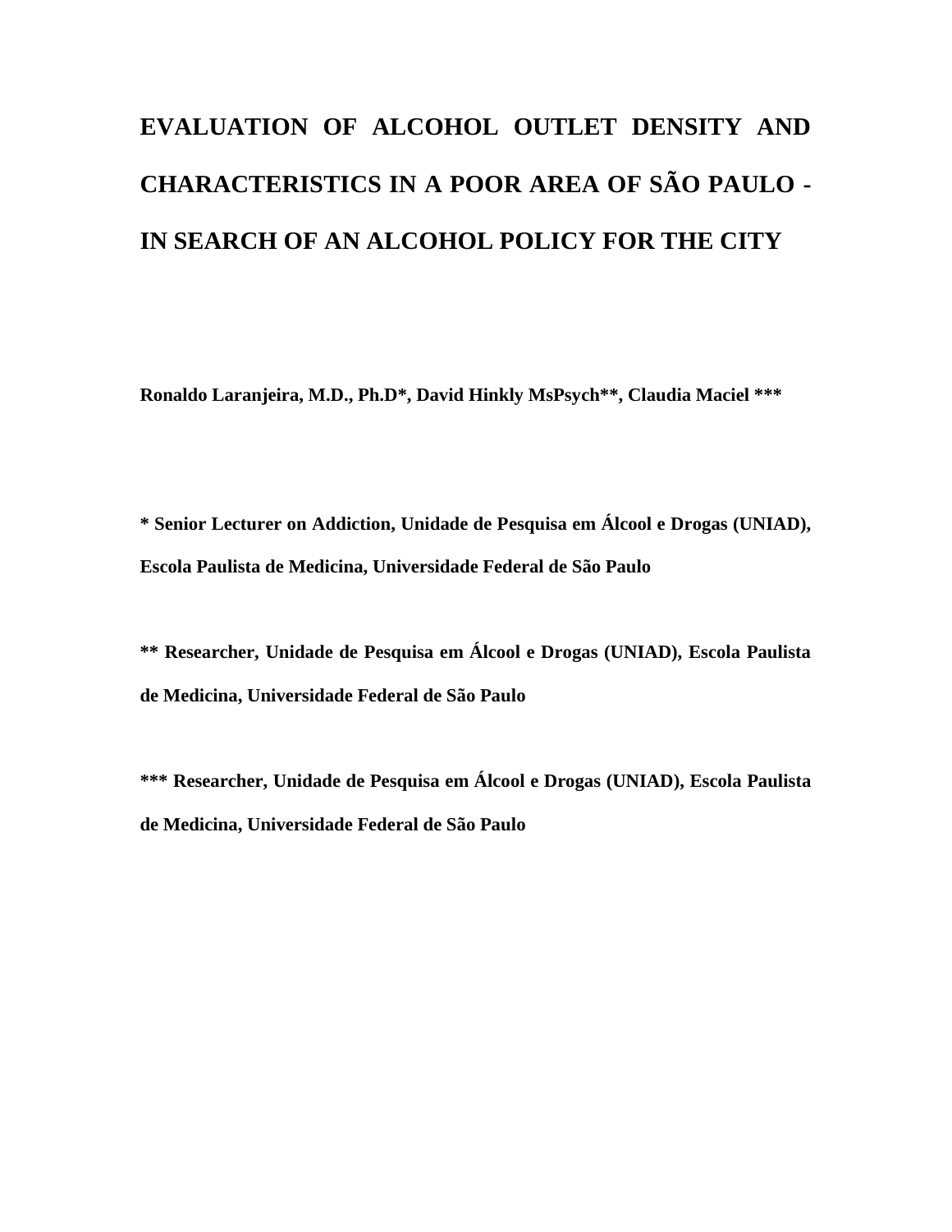# EVALUATION OF ALCOHOL OUTLET DENSITY AND CHARACTERISTICS IN A POOR AREA OF SÃO PAULO - IN SEARCH OF AN ALCOHOL POLICY FOR THE CITY

**Ronaldo Laranjeira, M.D., Ph.D*, David Hinkly MsPsych**, Claudia Maciel *****

**\* Senior Lecturer on Addiction, Unidade de Pesquisa em Álcool e Drogas (UNIAD), Escola Paulista de Medicina, Universidade Federal de São Paulo**

**\*\* Researcher, Unidade de Pesquisa em Álcool e Drogas (UNIAD), Escola Paulista de Medicina, Universidade Federal de São Paulo**

**\*\*\* Researcher, Unidade de Pesquisa em Álcool e Drogas (UNIAD), Escola Paulista de Medicina, Universidade Federal de São Paulo**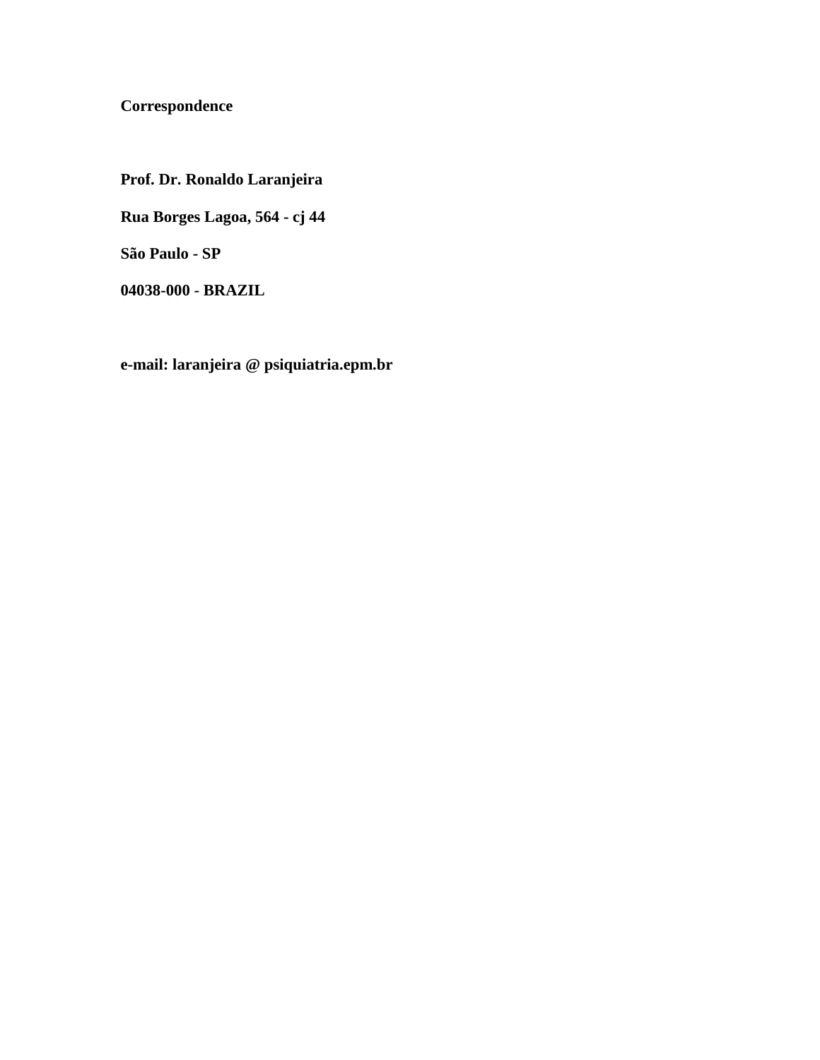**Correspondence**

**Prof. Dr. Ronaldo Laranjeira**

**Rua Borges Lagoa, 564 - cj 44**

**São Paulo - SP**

**04038-000 - BRAZIL**

**e-mail: laranjeira @ psiquiatria.epm.br**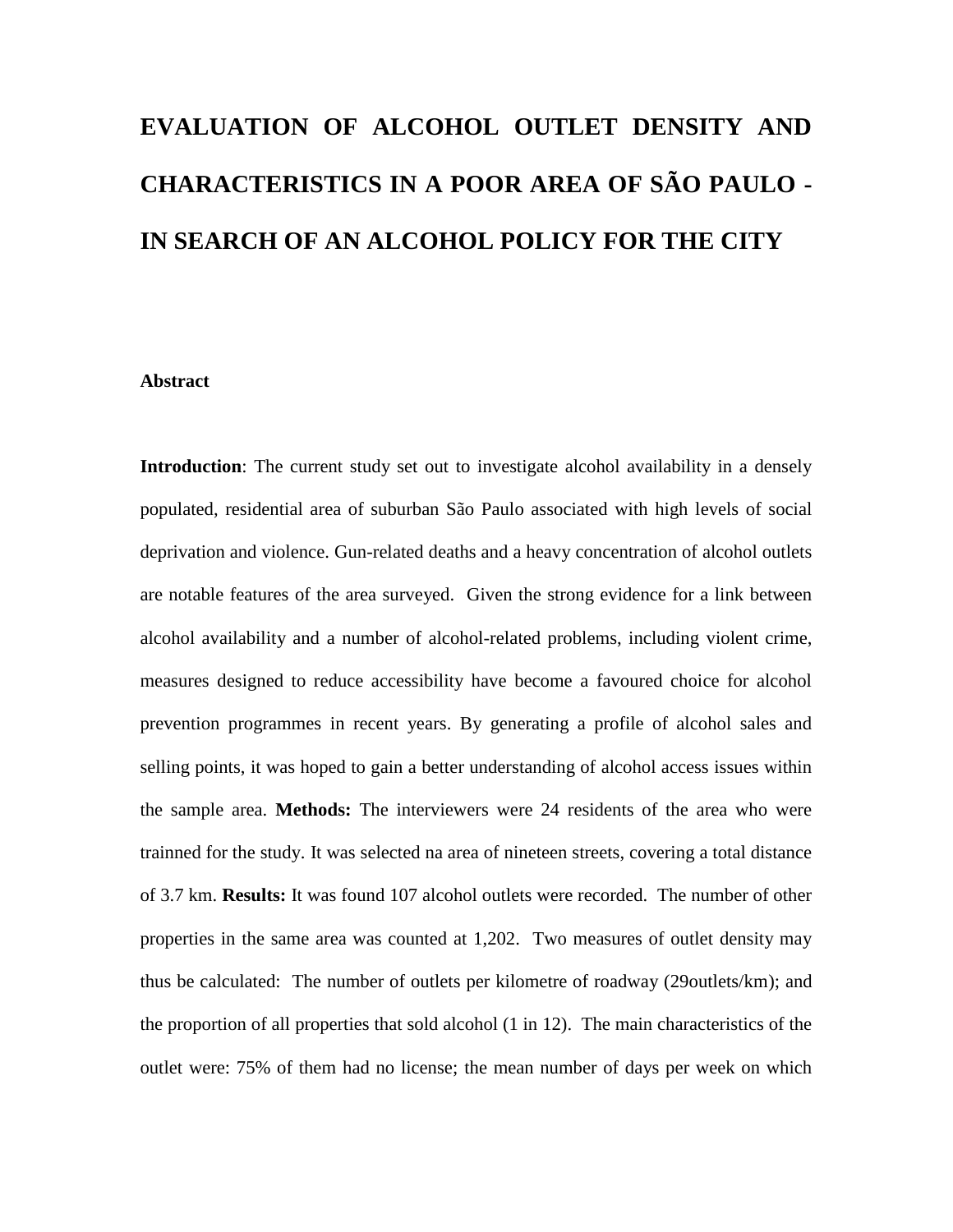# EVALUATION OF ALCOHOL OUTLET DENSITY AND CHARACTERISTICS IN A POOR AREA OF SÃO PAULO - IN SEARCH OF AN ALCOHOL POLICY FOR THE CITY

**Abstract**

**Introduction**: The current study set out to investigate alcohol availability in a densely populated, residential area of suburban São Paulo associated with high levels of social deprivation and violence. Gun-related deaths and a heavy concentration of alcohol outlets are notable features of the area surveyed. Given the strong evidence for a link between alcohol availability and a number of alcohol-related problems, including violent crime, measures designed to reduce accessibility have become a favoured choice for alcohol prevention programmes in recent years. By generating a profile of alcohol sales and selling points, it was hoped to gain a better understanding of alcohol access issues within the sample area. **Methods:** The interviewers were 24 residents of the area who were trainned for the study. It was selected na area of nineteen streets, covering a total distance of 3.7 km. **Results:** It was found 107 alcohol outlets were recorded. The number of other properties in the same area was counted at 1,202. Two measures of outlet density may thus be calculated: The number of outlets per kilometre of roadway (29outlets/km); and the proportion of all properties that sold alcohol (1 in 12). The main characteristics of the outlet were: 75% of them had no license; the mean number of days per week on which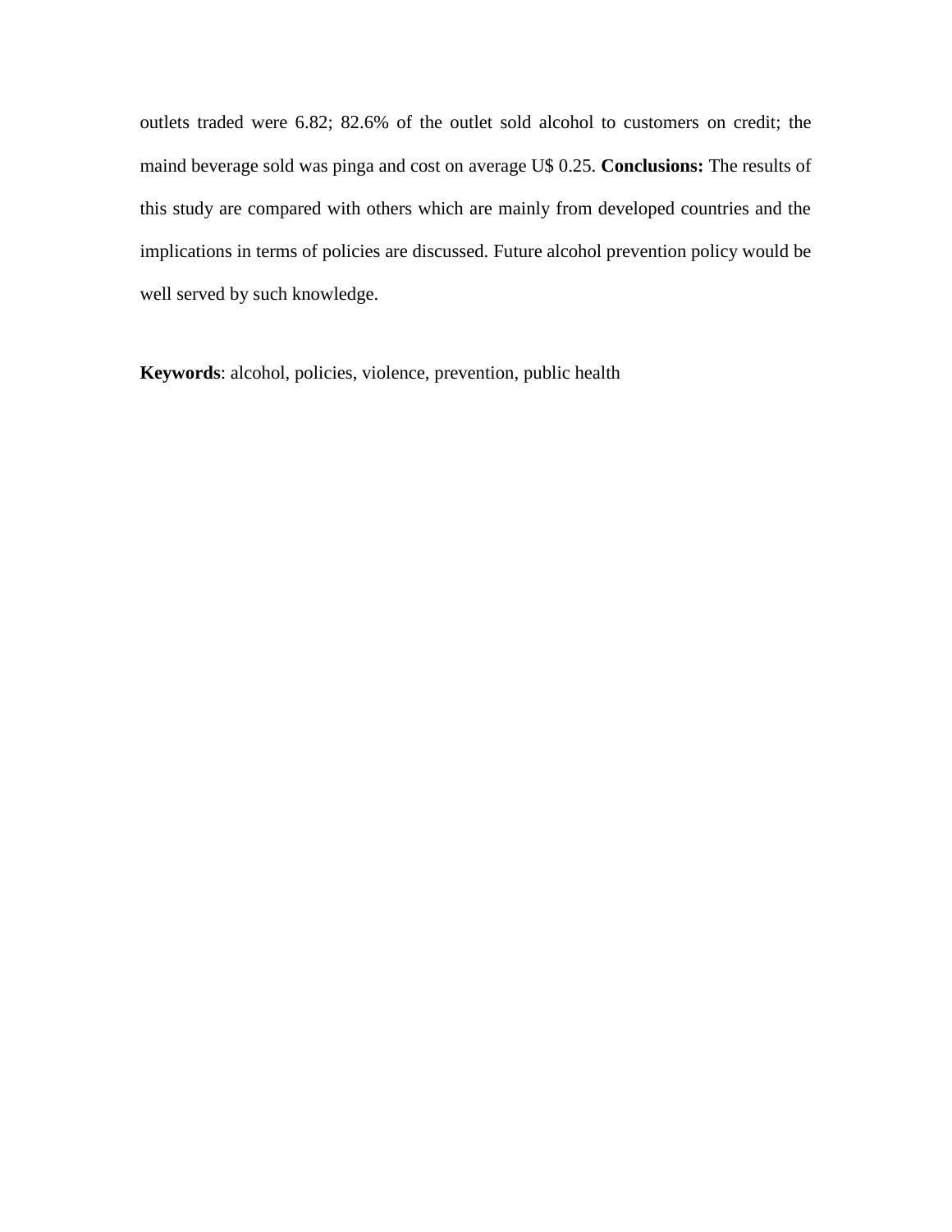outlets traded were 6.82; 82.6% of the outlet sold alcohol to customers on credit; the maind beverage sold was pinga and cost on average U$ 0.25. **Conclusions:** The results of this study are compared with others which are mainly from developed countries and the implications in terms of policies are discussed. Future alcohol prevention policy would be well served by such knowledge.

**Keywords**: alcohol, policies, violence, prevention, public health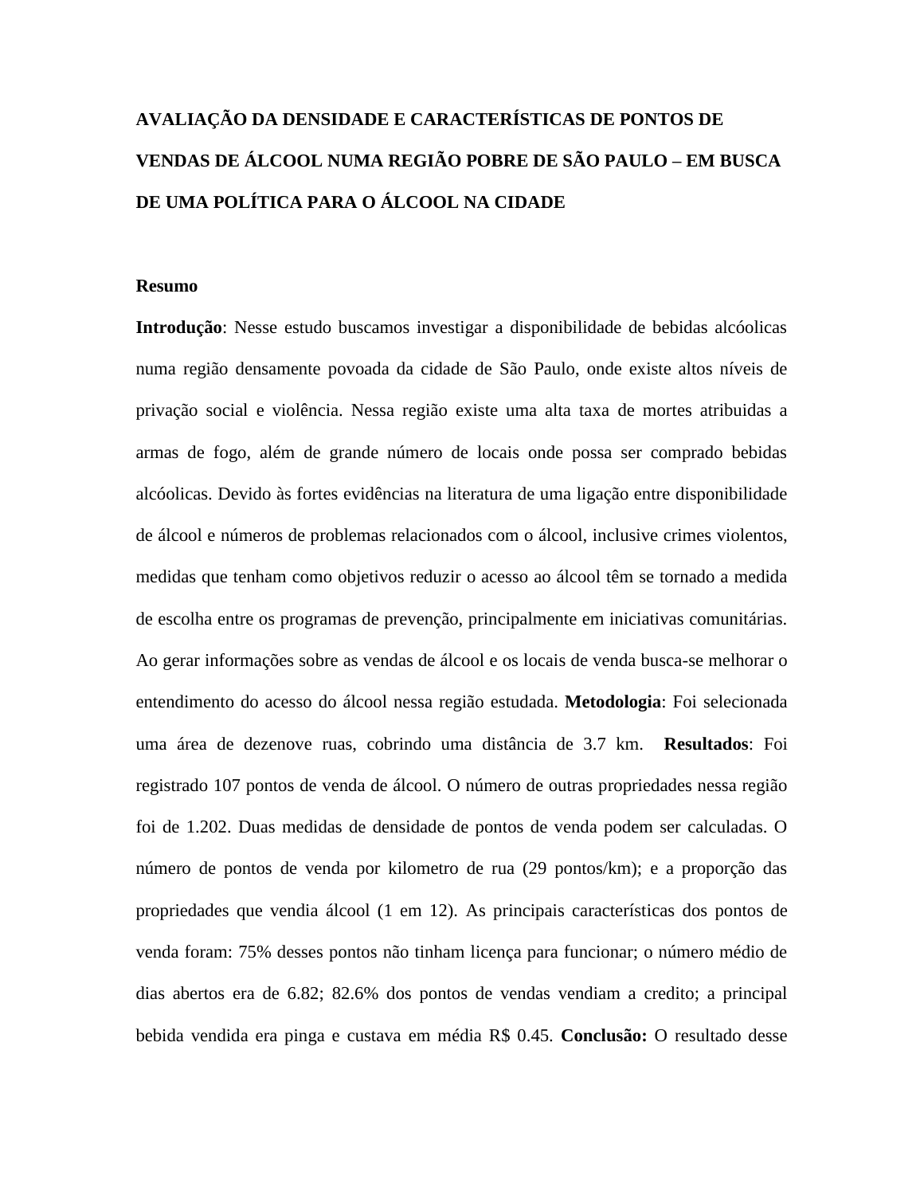**AVALIAÇÃO DA DENSIDADE E CARACTERÍSTICAS DE PONTOS DE VENDAS DE ÁLCOOL NUMA REGIÃO POBRE DE SÃO PAULO – EM BUSCA DE UMA POLÍTICA PARA O ÁLCOOL NA CIDADE**

**Resumo**

**Introdução**: Nesse estudo buscamos investigar a disponibilidade de bebidas alcóolicas numa região densamente povoada da cidade de São Paulo, onde existe altos níveis de privação social e violência. Nessa região existe uma alta taxa de mortes atribuidas a armas de fogo, além de grande número de locais onde possa ser comprado bebidas alcóolicas. Devido às fortes evidências na literatura de uma ligação entre disponibilidade de álcool e números de problemas relacionados com o álcool, inclusive crimes violentos, medidas que tenham como objetivos reduzir o acesso ao álcool têm se tornado a medida de escolha entre os programas de prevenção, principalmente em iniciativas comunitárias. Ao gerar informações sobre as vendas de álcool e os locais de venda busca-se melhorar o entendimento do acesso do álcool nessa região estudada. **Metodologia**: Foi selecionada uma área de dezenove ruas, cobrindo uma distância de 3.7 km. **Resultados**: Foi registrado 107 pontos de venda de álcool. O número de outras propriedades nessa região foi de 1.202. Duas medidas de densidade de pontos de venda podem ser calculadas. O número de pontos de venda por kilometro de rua (29 pontos/km); e a proporção das propriedades que vendia álcool (1 em 12). As principais características dos pontos de venda foram: 75% desses pontos não tinham licença para funcionar; o número médio de dias abertos era de 6.82; 82.6% dos pontos de vendas vendiam a credito; a principal bebida vendida era pinga e custava em média R$ 0.45. **Conclusão:** O resultado desse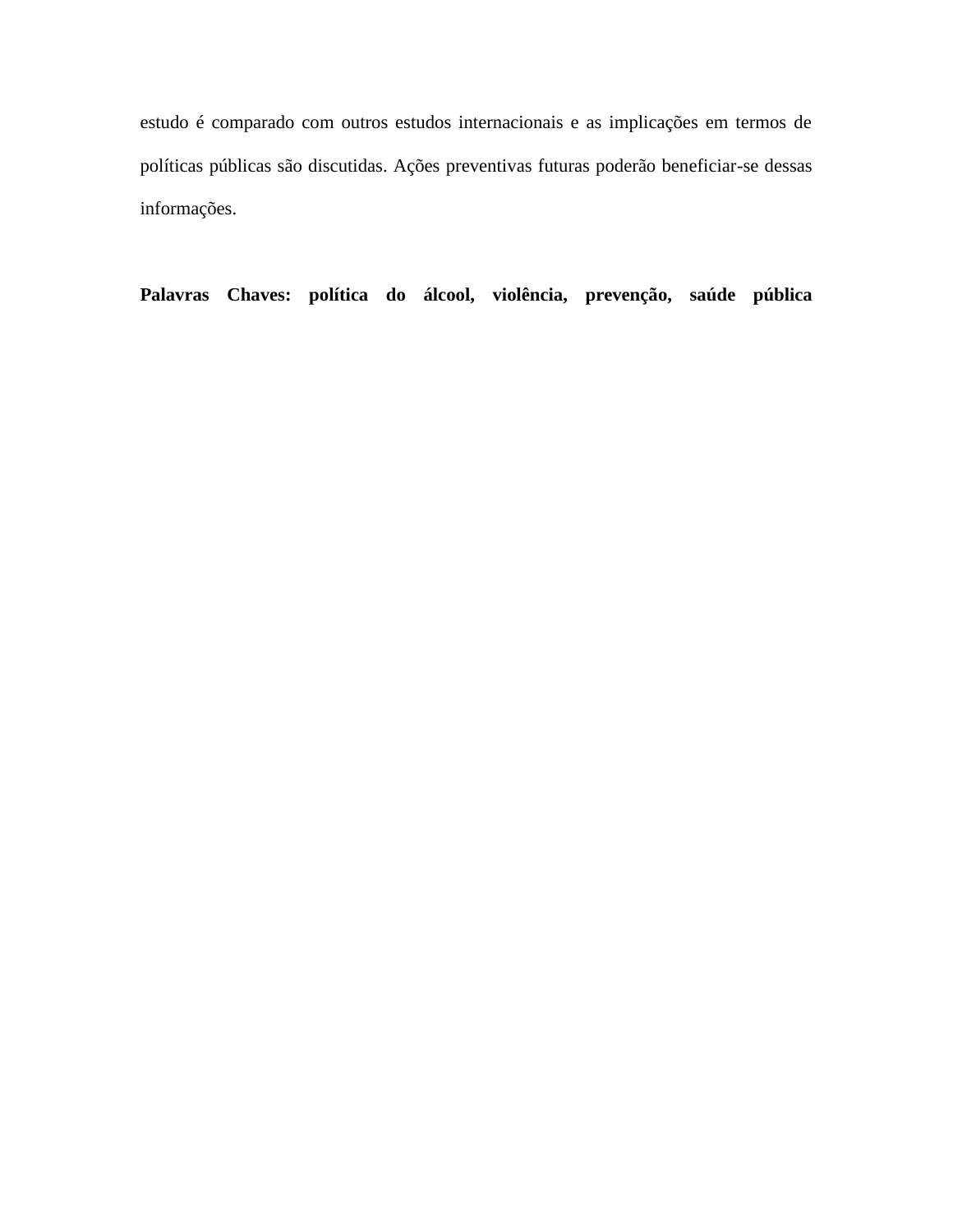estudo é comparado com outros estudos internacionais e as implicações em termos de políticas públicas são discutidas. Ações preventivas futuras poderão beneficiar-se dessas informações.

**Palavras Chaves: política do álcool, violência, prevenção, saúde pública**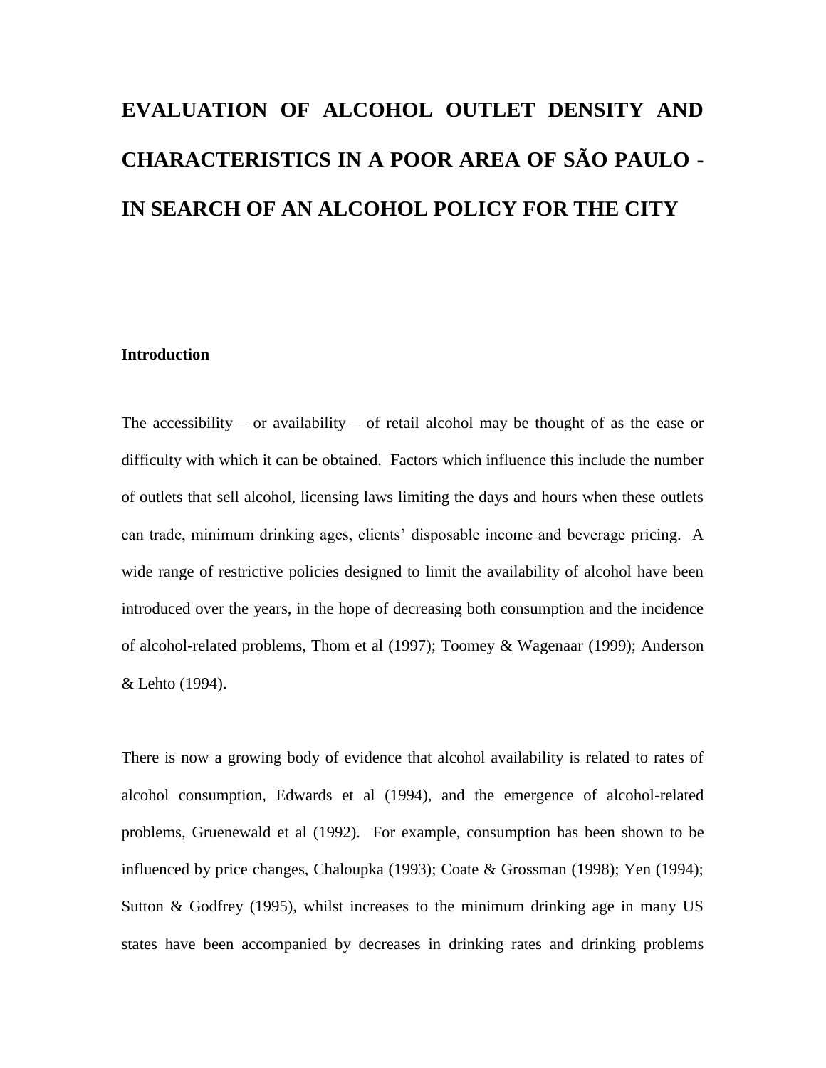# EVALUATION OF ALCOHOL OUTLET DENSITY AND CHARACTERISTICS IN A POOR AREA OF SÃO PAULO - IN SEARCH OF AN ALCOHOL POLICY FOR THE CITY

## Introduction

The accessibility – or availability – of retail alcohol may be thought of as the ease or difficulty with which it can be obtained. Factors which influence this include the number of outlets that sell alcohol, licensing laws limiting the days and hours when these outlets can trade, minimum drinking ages, clients' disposable income and beverage pricing. A wide range of restrictive policies designed to limit the availability of alcohol have been introduced over the years, in the hope of decreasing both consumption and the incidence of alcohol-related problems, Thom et al (1997); Toomey & Wagenaar (1999); Anderson & Lehto (1994).

There is now a growing body of evidence that alcohol availability is related to rates of alcohol consumption, Edwards et al (1994), and the emergence of alcohol-related problems, Gruenewald et al (1992). For example, consumption has been shown to be influenced by price changes, Chaloupka (1993); Coate & Grossman (1998); Yen (1994); Sutton & Godfrey (1995), whilst increases to the minimum drinking age in many US states have been accompanied by decreases in drinking rates and drinking problems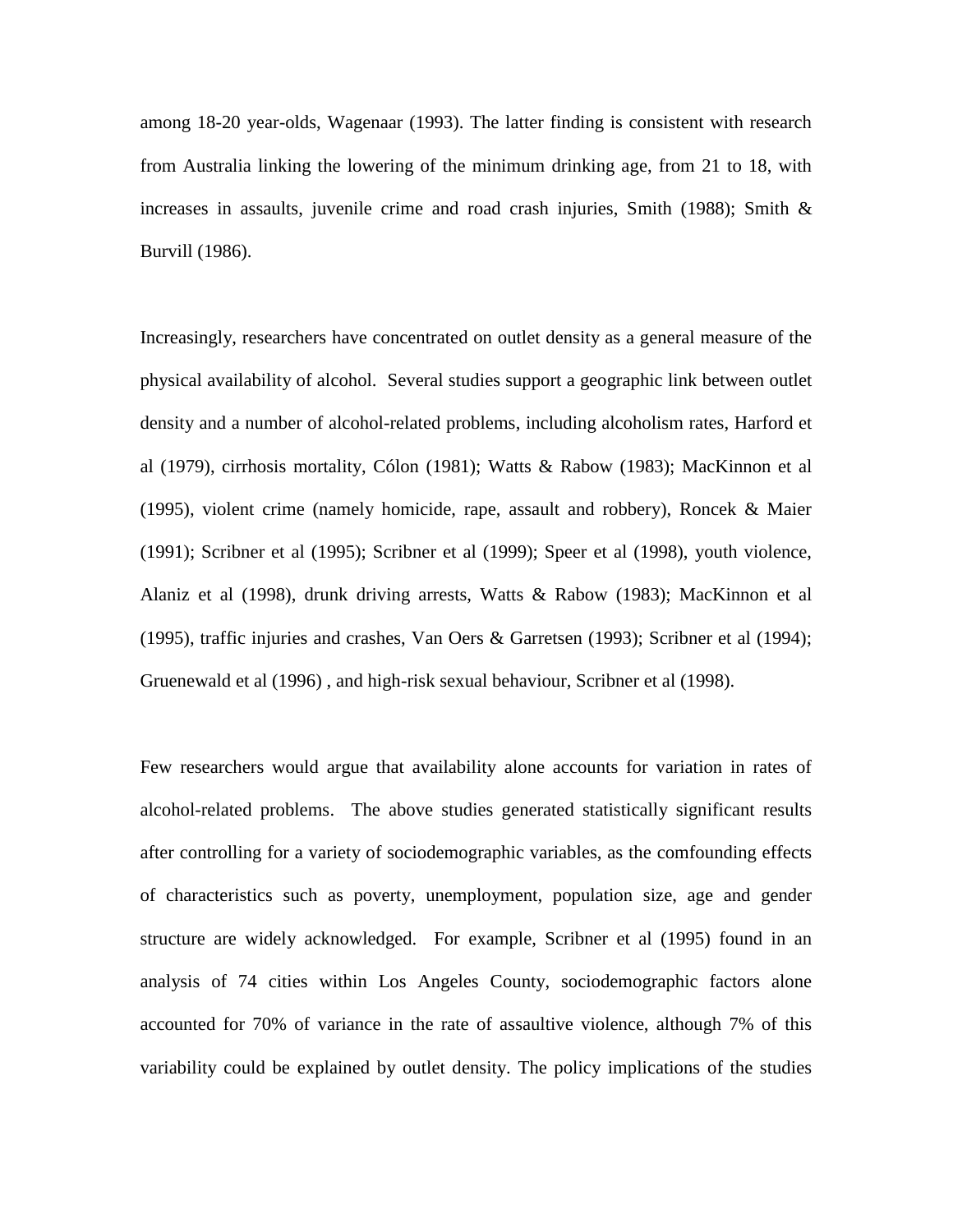among 18-20 year-olds, Wagenaar (1993). The latter finding is consistent with research from Australia linking the lowering of the minimum drinking age, from 21 to 18, with increases in assaults, juvenile crime and road crash injuries, Smith (1988); Smith & Burvill (1986).

Increasingly, researchers have concentrated on outlet density as a general measure of the physical availability of alcohol. Several studies support a geographic link between outlet density and a number of alcohol-related problems, including alcoholism rates, Harford et al (1979), cirrhosis mortality, Cólon (1981); Watts & Rabow (1983); MacKinnon et al (1995), violent crime (namely homicide, rape, assault and robbery), Roncek & Maier (1991); Scribner et al (1995); Scribner et al (1999); Speer et al (1998), youth violence, Alaniz et al (1998), drunk driving arrests, Watts & Rabow (1983); MacKinnon et al (1995), traffic injuries and crashes, Van Oers & Garretsen (1993); Scribner et al (1994); Gruenewald et al (1996) , and high-risk sexual behaviour, Scribner et al (1998).

Few researchers would argue that availability alone accounts for variation in rates of alcohol-related problems. The above studies generated statistically significant results after controlling for a variety of sociodemographic variables, as the comfounding effects of characteristics such as poverty, unemployment, population size, age and gender structure are widely acknowledged. For example, Scribner et al (1995) found in an analysis of 74 cities within Los Angeles County, sociodemographic factors alone accounted for 70% of variance in the rate of assaultive violence, although 7% of this variability could be explained by outlet density. The policy implications of the studies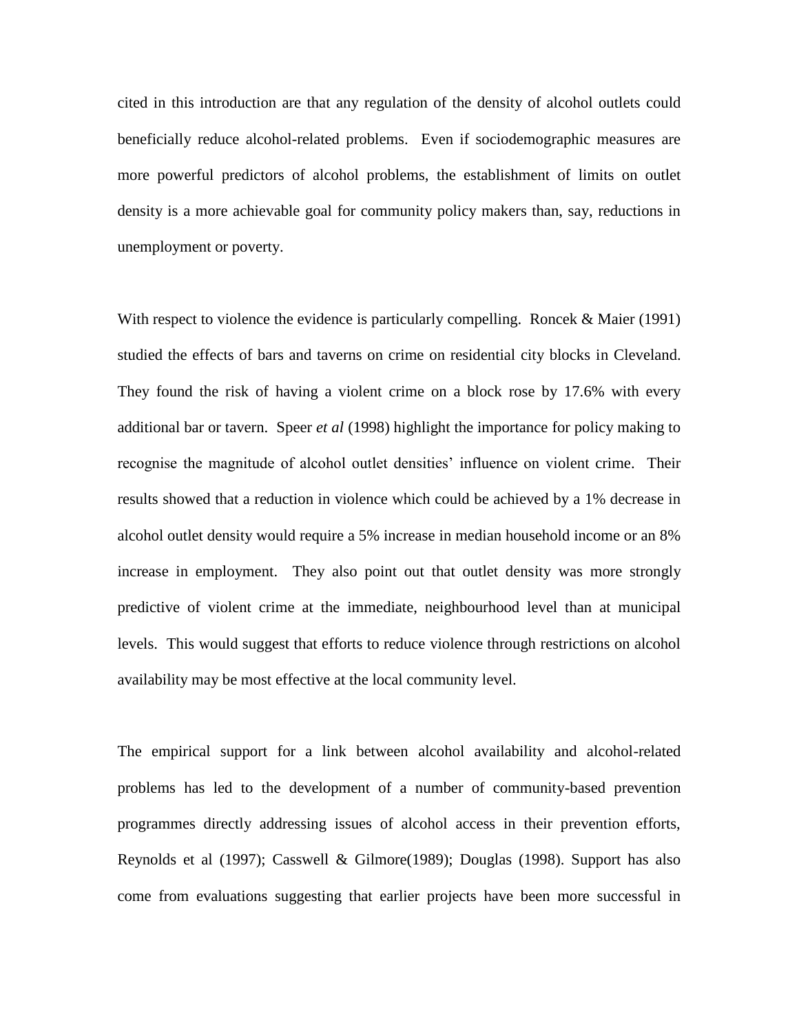cited in this introduction are that any regulation of the density of alcohol outlets could beneficially reduce alcohol-related problems. Even if sociodemographic measures are more powerful predictors of alcohol problems, the establishment of limits on outlet density is a more achievable goal for community policy makers than, say, reductions in unemployment or poverty.

With respect to violence the evidence is particularly compelling. Roncek & Maier (1991) studied the effects of bars and taverns on crime on residential city blocks in Cleveland. They found the risk of having a violent crime on a block rose by 17.6% with every additional bar or tavern. Speer *et al* (1998) highlight the importance for policy making to recognise the magnitude of alcohol outlet densities' influence on violent crime. Their results showed that a reduction in violence which could be achieved by a 1% decrease in alcohol outlet density would require a 5% increase in median household income or an 8% increase in employment. They also point out that outlet density was more strongly predictive of violent crime at the immediate, neighbourhood level than at municipal levels. This would suggest that efforts to reduce violence through restrictions on alcohol availability may be most effective at the local community level.

The empirical support for a link between alcohol availability and alcohol-related problems has led to the development of a number of community-based prevention programmes directly addressing issues of alcohol access in their prevention efforts, Reynolds et al (1997); Casswell & Gilmore(1989); Douglas (1998). Support has also come from evaluations suggesting that earlier projects have been more successful in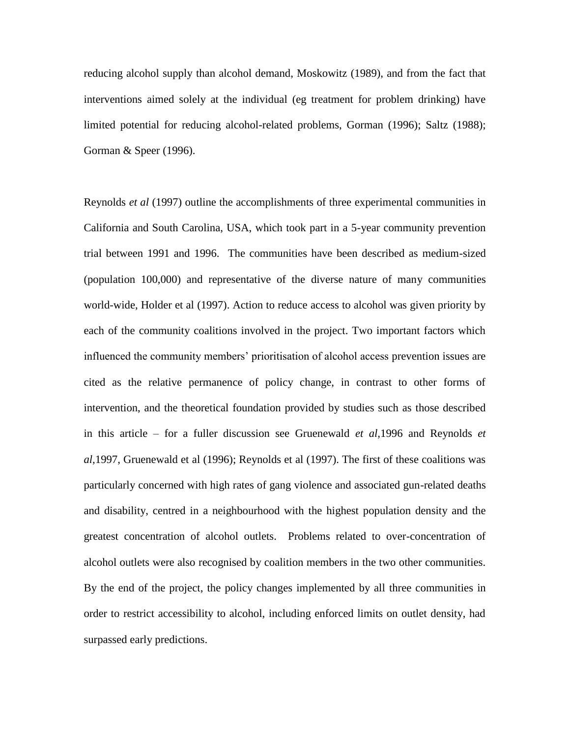reducing alcohol supply than alcohol demand, Moskowitz (1989), and from the fact that interventions aimed solely at the individual (eg treatment for problem drinking) have limited potential for reducing alcohol-related problems, Gorman (1996); Saltz (1988); Gorman & Speer (1996).

Reynolds *et al* (1997) outline the accomplishments of three experimental communities in California and South Carolina, USA, which took part in a 5-year community prevention trial between 1991 and 1996. The communities have been described as medium-sized (population 100,000) and representative of the diverse nature of many communities world-wide, Holder et al (1997). Action to reduce access to alcohol was given priority by each of the community coalitions involved in the project. Two important factors which influenced the community members' prioritisation of alcohol access prevention issues are cited as the relative permanence of policy change, in contrast to other forms of intervention, and the theoretical foundation provided by studies such as those described in this article – for a fuller discussion see Gruenewald *et al*,1996 and Reynolds *et al*,1997, Gruenewald et al (1996); Reynolds et al (1997). The first of these coalitions was particularly concerned with high rates of gang violence and associated gun-related deaths and disability, centred in a neighbourhood with the highest population density and the greatest concentration of alcohol outlets. Problems related to over-concentration of alcohol outlets were also recognised by coalition members in the two other communities. By the end of the project, the policy changes implemented by all three communities in order to restrict accessibility to alcohol, including enforced limits on outlet density, had surpassed early predictions.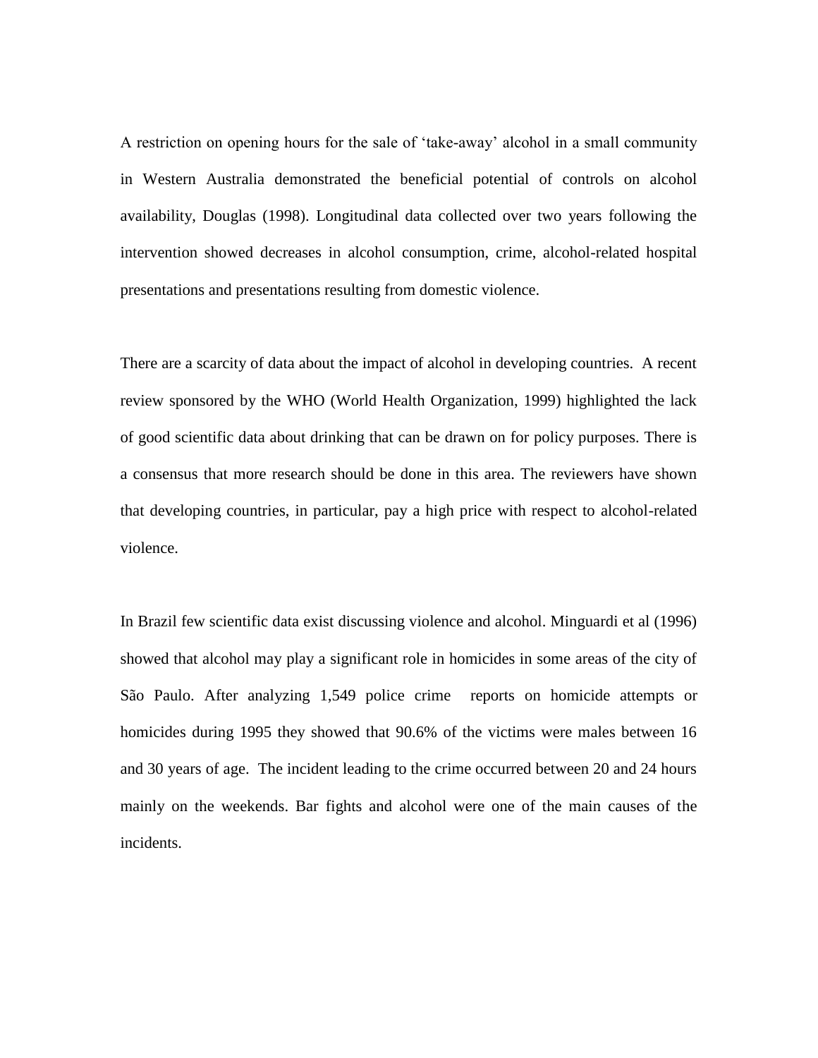A restriction on opening hours for the sale of 'take-away' alcohol in a small community in Western Australia demonstrated the beneficial potential of controls on alcohol availability, Douglas (1998). Longitudinal data collected over two years following the intervention showed decreases in alcohol consumption, crime, alcohol-related hospital presentations and presentations resulting from domestic violence.

There are a scarcity of data about the impact of alcohol in developing countries. A recent review sponsored by the WHO (World Health Organization, 1999) highlighted the lack of good scientific data about drinking that can be drawn on for policy purposes. There is a consensus that more research should be done in this area. The reviewers have shown that developing countries, in particular, pay a high price with respect to alcohol-related violence.

In Brazil few scientific data exist discussing violence and alcohol. Minguardi et al (1996) showed that alcohol may play a significant role in homicides in some areas of the city of São Paulo. After analyzing 1,549 police crime reports on homicide attempts or homicides during 1995 they showed that 90.6% of the victims were males between 16 and 30 years of age. The incident leading to the crime occurred between 20 and 24 hours mainly on the weekends. Bar fights and alcohol were one of the main causes of the incidents.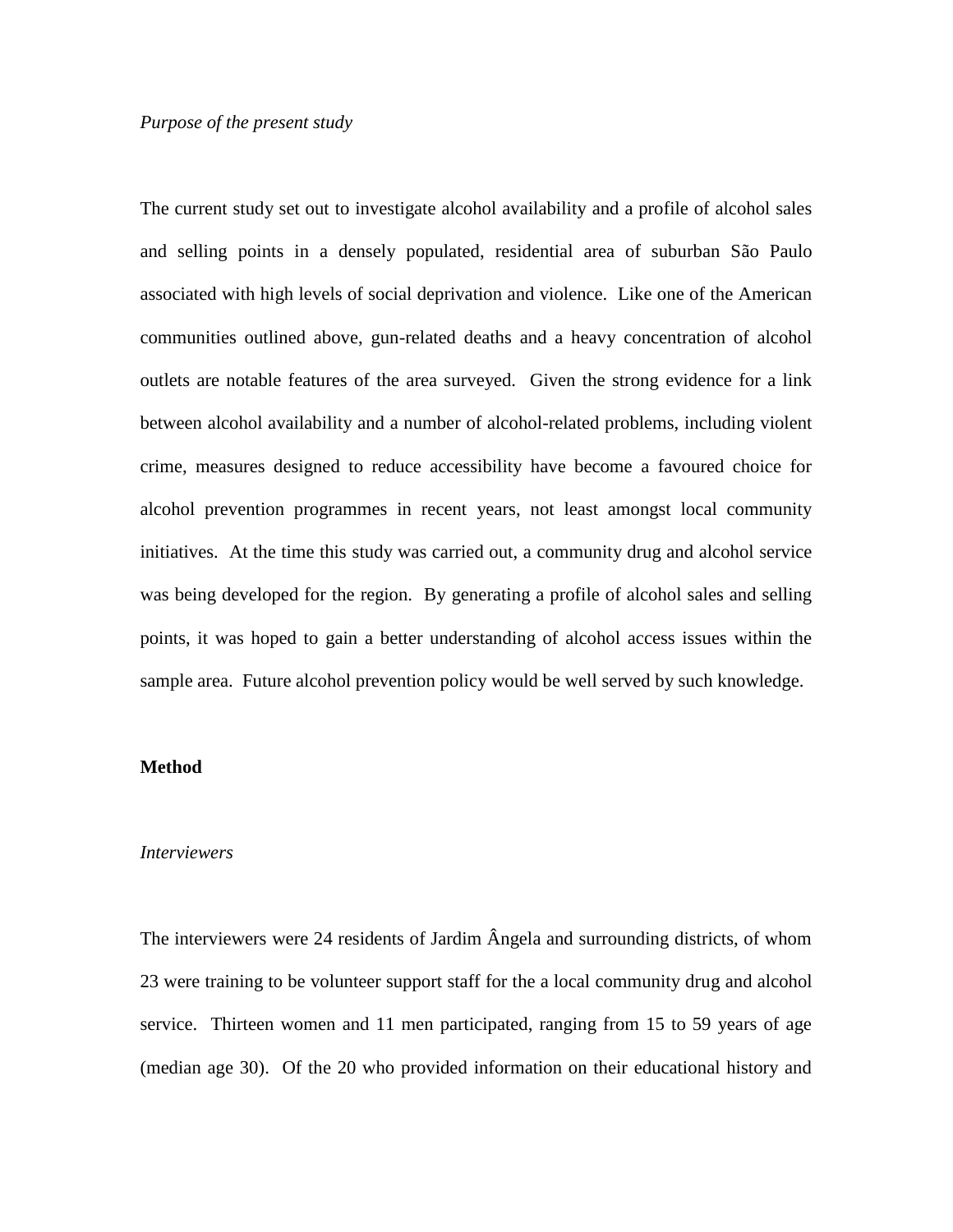*Purpose of the present study*

The current study set out to investigate alcohol availability and a profile of alcohol sales and selling points in a densely populated, residential area of suburban São Paulo associated with high levels of social deprivation and violence. Like one of the American communities outlined above, gun-related deaths and a heavy concentration of alcohol outlets are notable features of the area surveyed. Given the strong evidence for a link between alcohol availability and a number of alcohol-related problems, including violent crime, measures designed to reduce accessibility have become a favoured choice for alcohol prevention programmes in recent years, not least amongst local community initiatives. At the time this study was carried out, a community drug and alcohol service was being developed for the region. By generating a profile of alcohol sales and selling points, it was hoped to gain a better understanding of alcohol access issues within the sample area. Future alcohol prevention policy would be well served by such knowledge.

## Method

*Interviewers*

The interviewers were 24 residents of Jardim Ângela and surrounding districts, of whom 23 were training to be volunteer support staff for the a local community drug and alcohol service. Thirteen women and 11 men participated, ranging from 15 to 59 years of age (median age 30). Of the 20 who provided information on their educational history and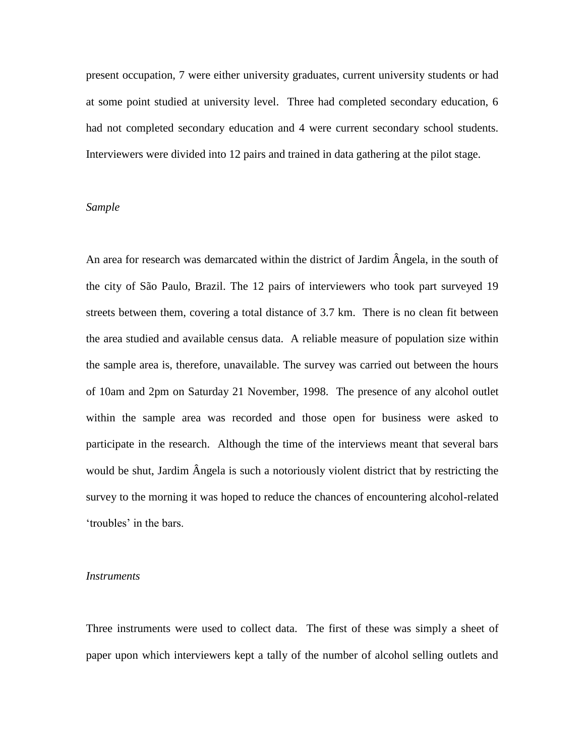present occupation, 7 were either university graduates, current university students or had at some point studied at university level. Three had completed secondary education, 6 had not completed secondary education and 4 were current secondary school students. Interviewers were divided into 12 pairs and trained in data gathering at the pilot stage.

*Sample*

An area for research was demarcated within the district of Jardim Ângela, in the south of the city of São Paulo, Brazil. The 12 pairs of interviewers who took part surveyed 19 streets between them, covering a total distance of 3.7 km. There is no clean fit between the area studied and available census data. A reliable measure of population size within the sample area is, therefore, unavailable. The survey was carried out between the hours of 10am and 2pm on Saturday 21 November, 1998. The presence of any alcohol outlet within the sample area was recorded and those open for business were asked to participate in the research. Although the time of the interviews meant that several bars would be shut, Jardim Ângela is such a notoriously violent district that by restricting the survey to the morning it was hoped to reduce the chances of encountering alcohol-related 'troubles' in the bars.

*Instruments*

Three instruments were used to collect data. The first of these was simply a sheet of paper upon which interviewers kept a tally of the number of alcohol selling outlets and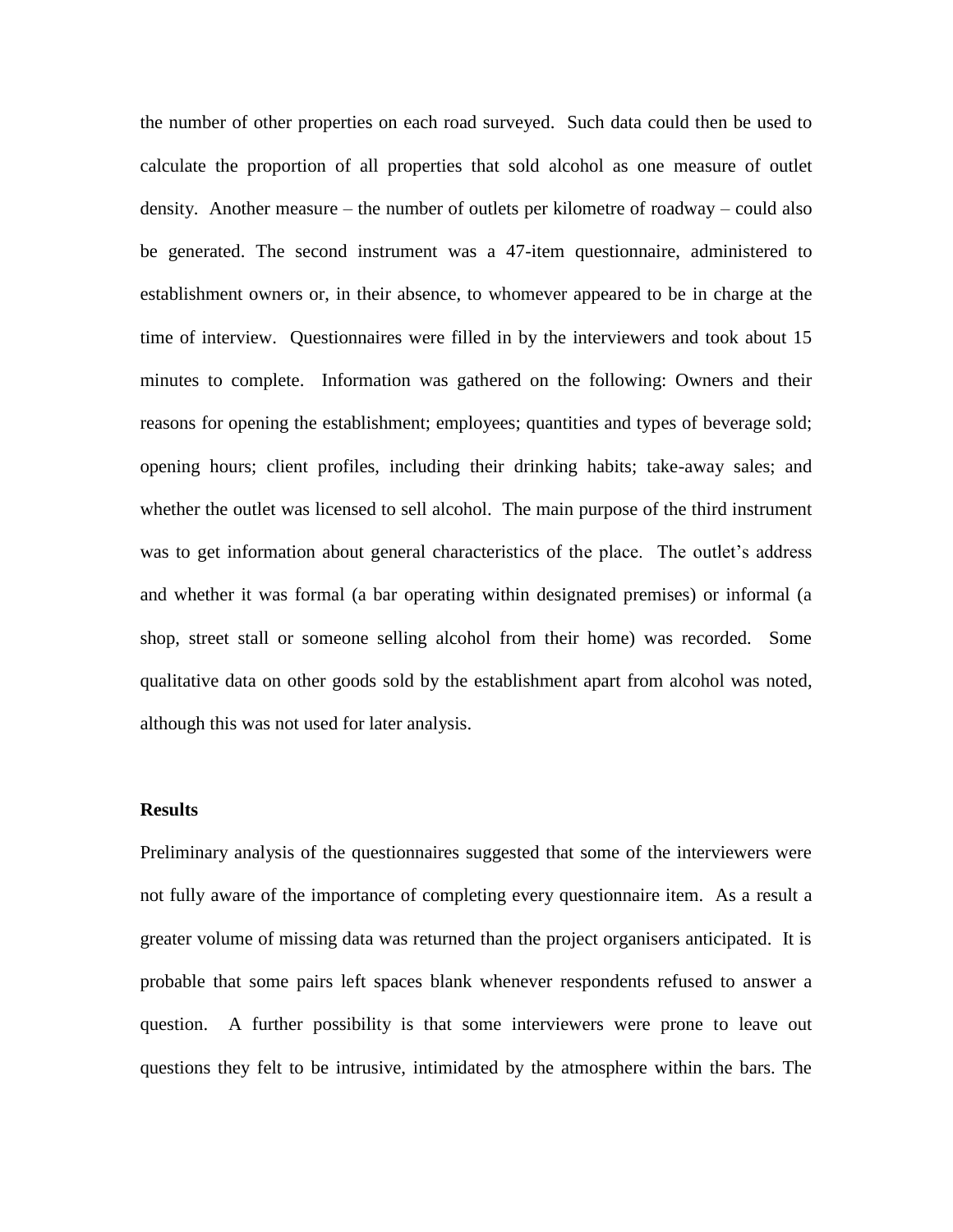the number of other properties on each road surveyed. Such data could then be used to calculate the proportion of all properties that sold alcohol as one measure of outlet density. Another measure – the number of outlets per kilometre of roadway – could also be generated. The second instrument was a 47-item questionnaire, administered to establishment owners or, in their absence, to whomever appeared to be in charge at the time of interview. Questionnaires were filled in by the interviewers and took about 15 minutes to complete. Information was gathered on the following: Owners and their reasons for opening the establishment; employees; quantities and types of beverage sold; opening hours; client profiles, including their drinking habits; take-away sales; and whether the outlet was licensed to sell alcohol. The main purpose of the third instrument was to get information about general characteristics of the place. The outlet's address and whether it was formal (a bar operating within designated premises) or informal (a shop, street stall or someone selling alcohol from their home) was recorded. Some qualitative data on other goods sold by the establishment apart from alcohol was noted, although this was not used for later analysis.

**Results**

Preliminary analysis of the questionnaires suggested that some of the interviewers were not fully aware of the importance of completing every questionnaire item. As a result a greater volume of missing data was returned than the project organisers anticipated. It is probable that some pairs left spaces blank whenever respondents refused to answer a question. A further possibility is that some interviewers were prone to leave out questions they felt to be intrusive, intimidated by the atmosphere within the bars. The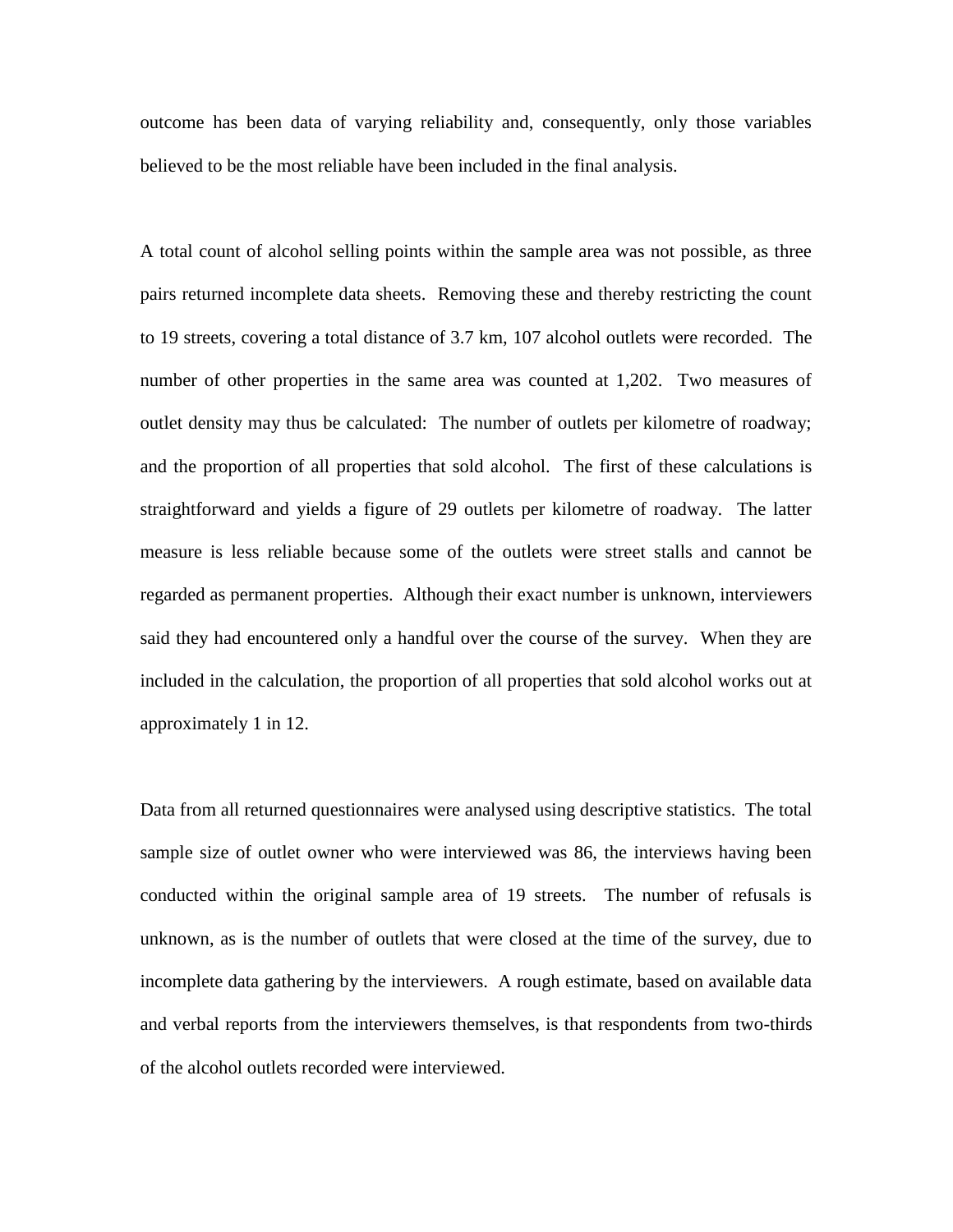outcome has been data of varying reliability and, consequently, only those variables believed to be the most reliable have been included in the final analysis.

A total count of alcohol selling points within the sample area was not possible, as three pairs returned incomplete data sheets. Removing these and thereby restricting the count to 19 streets, covering a total distance of 3.7 km, 107 alcohol outlets were recorded. The number of other properties in the same area was counted at 1,202. Two measures of outlet density may thus be calculated: The number of outlets per kilometre of roadway; and the proportion of all properties that sold alcohol. The first of these calculations is straightforward and yields a figure of 29 outlets per kilometre of roadway. The latter measure is less reliable because some of the outlets were street stalls and cannot be regarded as permanent properties. Although their exact number is unknown, interviewers said they had encountered only a handful over the course of the survey. When they are included in the calculation, the proportion of all properties that sold alcohol works out at approximately 1 in 12.

Data from all returned questionnaires were analysed using descriptive statistics. The total sample size of outlet owner who were interviewed was 86, the interviews having been conducted within the original sample area of 19 streets. The number of refusals is unknown, as is the number of outlets that were closed at the time of the survey, due to incomplete data gathering by the interviewers. A rough estimate, based on available data and verbal reports from the interviewers themselves, is that respondents from two-thirds of the alcohol outlets recorded were interviewed.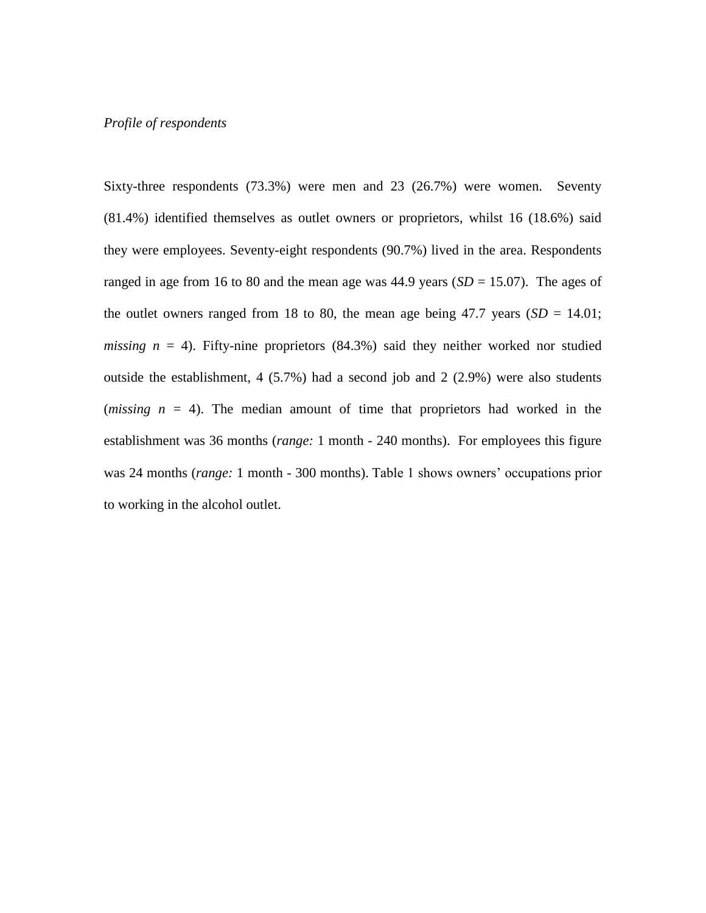*Profile of respondents*

Sixty-three respondents (73.3%) were men and 23 (26.7%) were women. Seventy (81.4%) identified themselves as outlet owners or proprietors, whilst 16 (18.6%) said they were employees. Seventy-eight respondents (90.7%) lived in the area. Respondents ranged in age from 16 to 80 and the mean age was 44.9 years (*SD* = 15.07). The ages of the outlet owners ranged from 18 to 80, the mean age being 47.7 years (*SD* = 14.01; *missing n* = 4). Fifty-nine proprietors (84.3%) said they neither worked nor studied outside the establishment, 4 (5.7%) had a second job and 2 (2.9%) were also students (*missing n* = 4). The median amount of time that proprietors had worked in the establishment was 36 months (*range:* 1 month - 240 months). For employees this figure was 24 months (*range:* 1 month - 300 months). Table 1 shows owners' occupations prior to working in the alcohol outlet.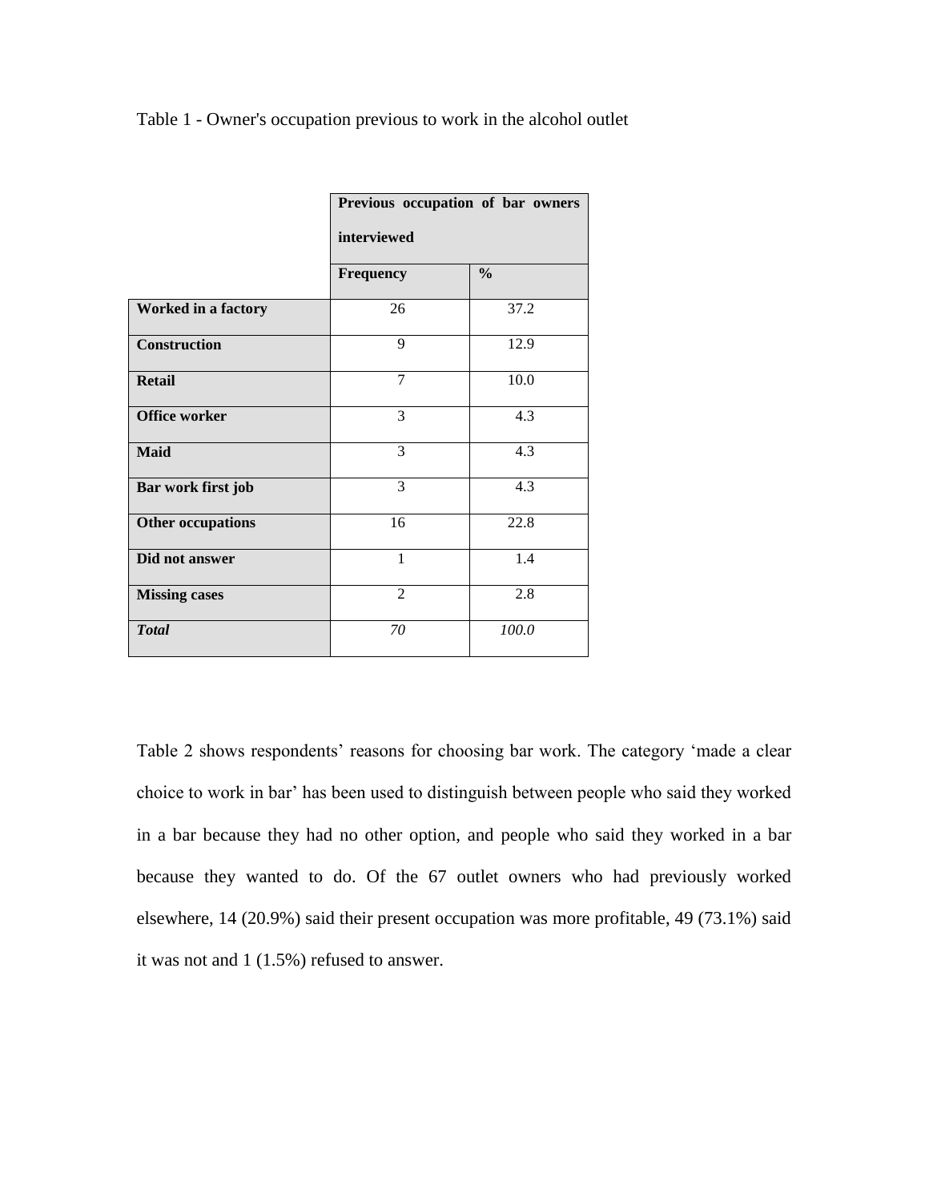Table 1 - Owner's occupation previous to work in the alcohol outlet

| | **Previous occupation of bar owners interviewed** | |
|---|---|---|
| | **Frequency** | **%** |
| **Worked in a factory** | 26 | 37.2 |
| **Construction** | 9 | 12.9 |
| **Retail** | 7 | 10.0 |
| **Office worker** | 3 | 4.3 |
| **Maid** | 3 | 4.3 |
| **Bar work first job** | 3 | 4.3 |
| **Other occupations** | 16 | 22.8 |
| **Did not answer** | 1 | 1.4 |
| **Missing cases** | 2 | 2.8 |
| ***Total*** | *70* | *100.0* |

Table 2 shows respondents' reasons for choosing bar work. The category 'made a clear choice to work in bar' has been used to distinguish between people who said they worked in a bar because they had no other option, and people who said they worked in a bar because they wanted to do. Of the 67 outlet owners who had previously worked elsewhere, 14 (20.9%) said their present occupation was more profitable, 49 (73.1%) said it was not and 1 (1.5%) refused to answer.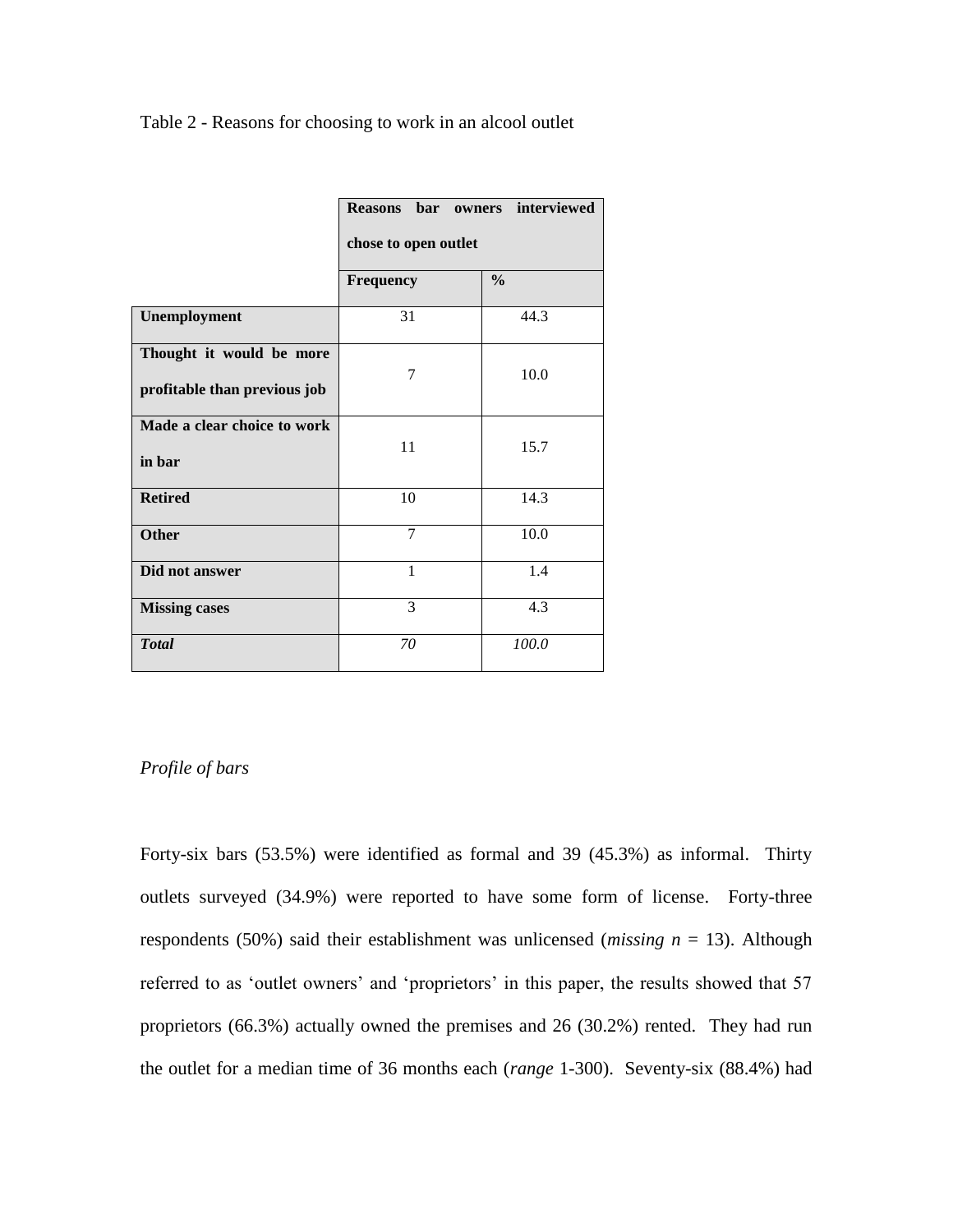Table 2 - Reasons for choosing to work in an alcool outlet

| | Reasons bar owners interviewed chose to open outlet | |
|---|---|---|
| | **Frequency** | **%** |
| **Unemployment** | 31 | 44.3 |
| **Thought it would be more profitable than previous job** | 7 | 10.0 |
| **Made a clear choice to work in bar** | 11 | 15.7 |
| **Retired** | 10 | 14.3 |
| **Other** | 7 | 10.0 |
| **Did not answer** | 1 | 1.4 |
| **Missing cases** | 3 | 4.3 |
| ***Total*** | *70* | *100.0* |

*Profile of bars*

Forty-six bars (53.5%) were identified as formal and 39 (45.3%) as informal. Thirty outlets surveyed (34.9%) were reported to have some form of license. Forty-three respondents (50%) said their establishment was unlicensed (*missing n* = 13). Although referred to as 'outlet owners' and 'proprietors' in this paper, the results showed that 57 proprietors (66.3%) actually owned the premises and 26 (30.2%) rented. They had run the outlet for a median time of 36 months each (*range* 1-300). Seventy-six (88.4%) had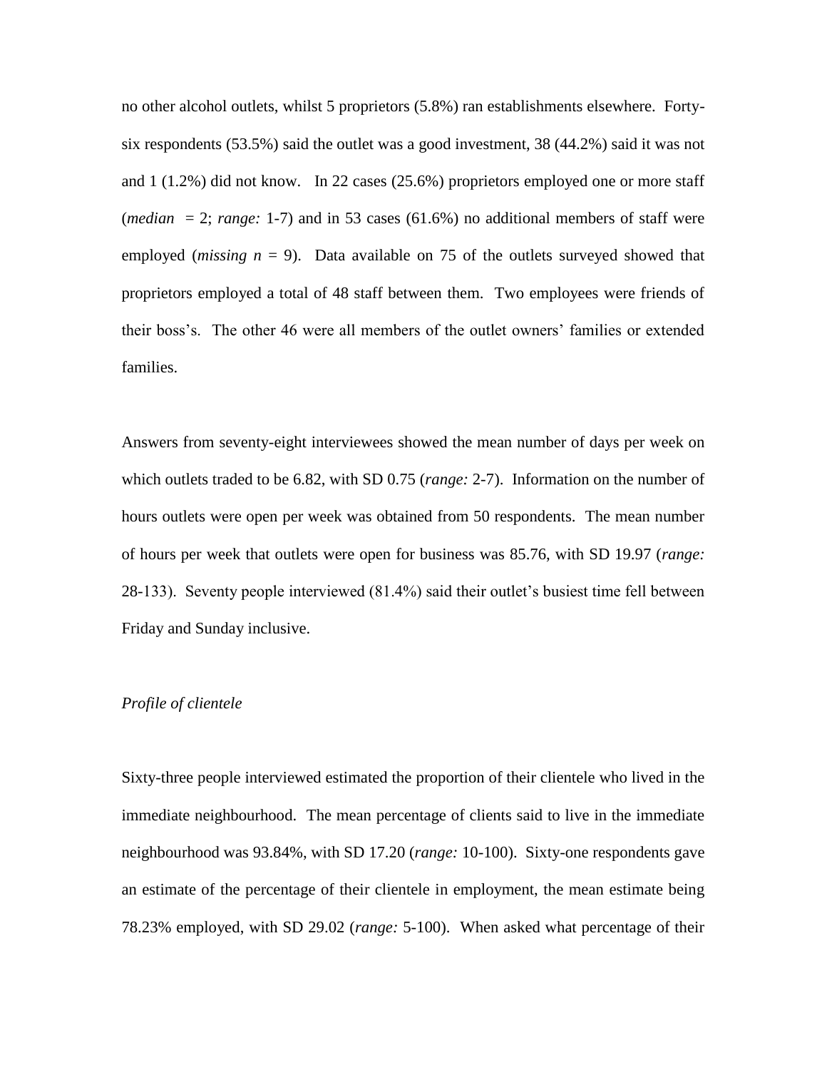no other alcohol outlets, whilst 5 proprietors (5.8%) ran establishments elsewhere. Forty-six respondents (53.5%) said the outlet was a good investment, 38 (44.2%) said it was not and 1 (1.2%) did not know. In 22 cases (25.6%) proprietors employed one or more staff (*median* = 2; *range:* 1-7) and in 53 cases (61.6%) no additional members of staff were employed (*missing* $n$ = 9). Data available on 75 of the outlets surveyed showed that proprietors employed a total of 48 staff between them. Two employees were friends of their boss's. The other 46 were all members of the outlet owners' families or extended families.

Answers from seventy-eight interviewees showed the mean number of days per week on which outlets traded to be 6.82, with SD 0.75 (*range:* 2-7). Information on the number of hours outlets were open per week was obtained from 50 respondents. The mean number of hours per week that outlets were open for business was 85.76, with SD 19.97 (*range:* 28-133). Seventy people interviewed (81.4%) said their outlet's busiest time fell between Friday and Sunday inclusive.

*Profile of clientele*

Sixty-three people interviewed estimated the proportion of their clientele who lived in the immediate neighbourhood. The mean percentage of clients said to live in the immediate neighbourhood was 93.84%, with SD 17.20 (*range:* 10-100). Sixty-one respondents gave an estimate of the percentage of their clientele in employment, the mean estimate being 78.23% employed, with SD 29.02 (*range:* 5-100). When asked what percentage of their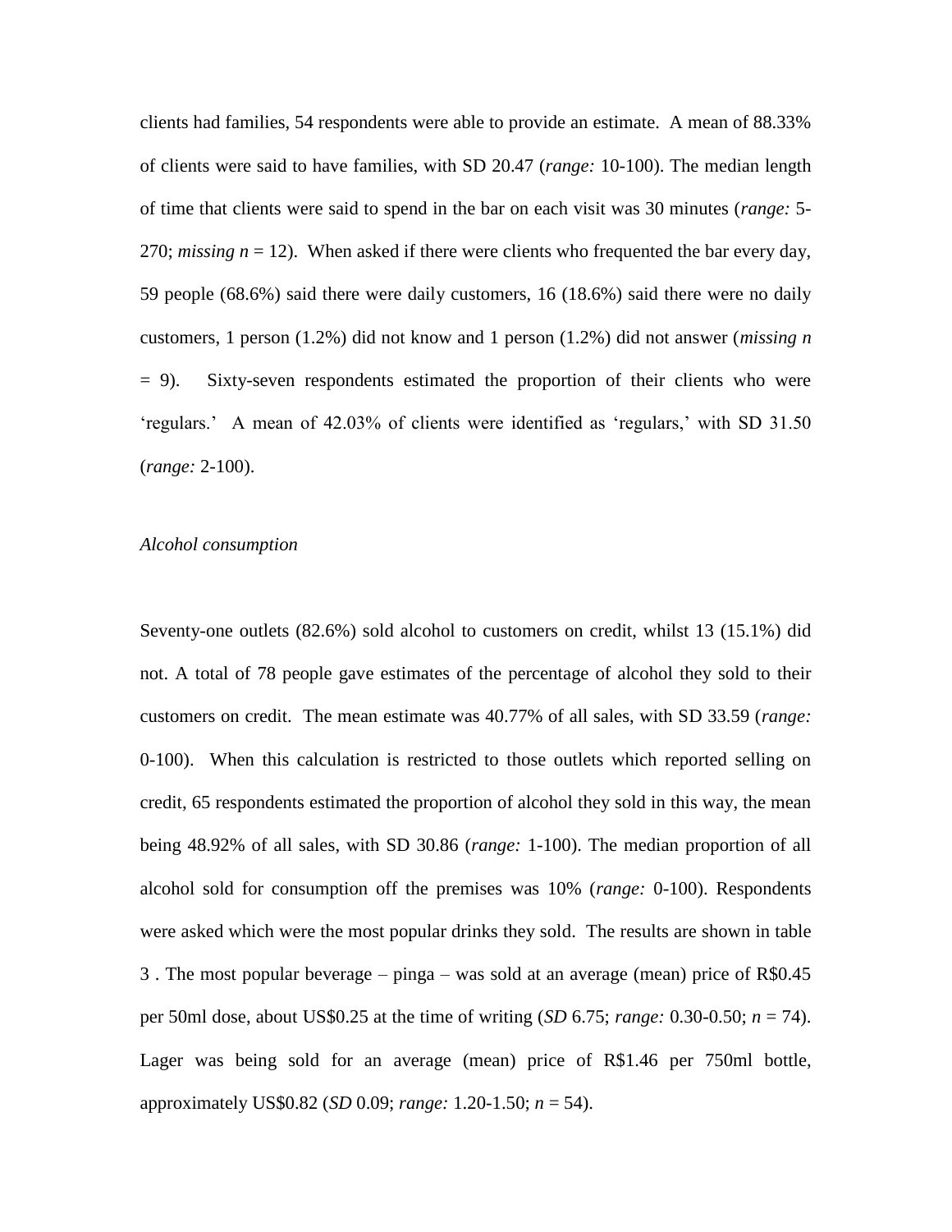clients had families, 54 respondents were able to provide an estimate. A mean of 88.33% of clients were said to have families, with SD 20.47 (*range:* 10-100). The median length of time that clients were said to spend in the bar on each visit was 30 minutes (*range:* 5-270; *missing n* = 12). When asked if there were clients who frequented the bar every day, 59 people (68.6%) said there were daily customers, 16 (18.6%) said there were no daily customers, 1 person (1.2%) did not know and 1 person (1.2%) did not answer (*missing n* = 9). Sixty-seven respondents estimated the proportion of their clients who were 'regulars.' A mean of 42.03% of clients were identified as 'regulars,' with SD 31.50 (*range:* 2-100).

*Alcohol consumption*

Seventy-one outlets (82.6%) sold alcohol to customers on credit, whilst 13 (15.1%) did not. A total of 78 people gave estimates of the percentage of alcohol they sold to their customers on credit. The mean estimate was 40.77% of all sales, with SD 33.59 (*range:* 0-100). When this calculation is restricted to those outlets which reported selling on credit, 65 respondents estimated the proportion of alcohol they sold in this way, the mean being 48.92% of all sales, with SD 30.86 (*range:* 1-100). The median proportion of all alcohol sold for consumption off the premises was 10% (*range:* 0-100). Respondents were asked which were the most popular drinks they sold. The results are shown in table 3 . The most popular beverage – pinga – was sold at an average (mean) price of R$0.45 per 50ml dose, about US$0.25 at the time of writing (*SD* 6.75; *range:* 0.30-0.50; *n* = 74). Lager was being sold for an average (mean) price of R$1.46 per 750ml bottle, approximately US$0.82 (*SD* 0.09; *range:* 1.20-1.50; *n* = 54).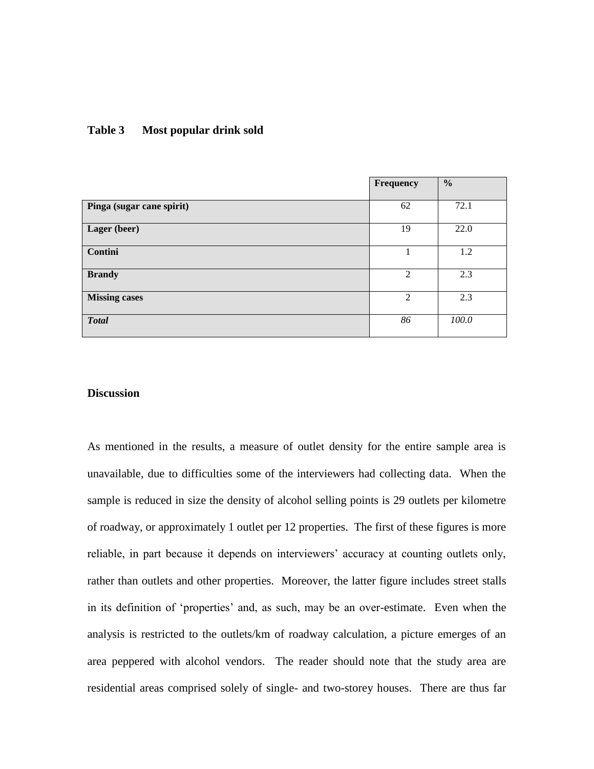**Table 3 Most popular drink sold**

| | Frequency | % |
|---|---|---|
| **Pinga (sugar cane spirit)** | 62 | 72.1 |
| **Lager (beer)** | 19 | 22.0 |
| **Contini** | 1 | 1.2 |
| **Brandy** | 2 | 2.3 |
| **Missing cases** | 2 | 2.3 |
| ***Total*** | *86* | *100.0* |

## Discussion

As mentioned in the results, a measure of outlet density for the entire sample area is unavailable, due to difficulties some of the interviewers had collecting data. When the sample is reduced in size the density of alcohol selling points is 29 outlets per kilometre of roadway, or approximately 1 outlet per 12 properties. The first of these figures is more reliable, in part because it depends on interviewers' accuracy at counting outlets only, rather than outlets and other properties. Moreover, the latter figure includes street stalls in its definition of 'properties' and, as such, may be an over-estimate. Even when the analysis is restricted to the outlets/km of roadway calculation, a picture emerges of an area peppered with alcohol vendors. The reader should note that the study area are residential areas comprised solely of single- and two-storey houses. There are thus far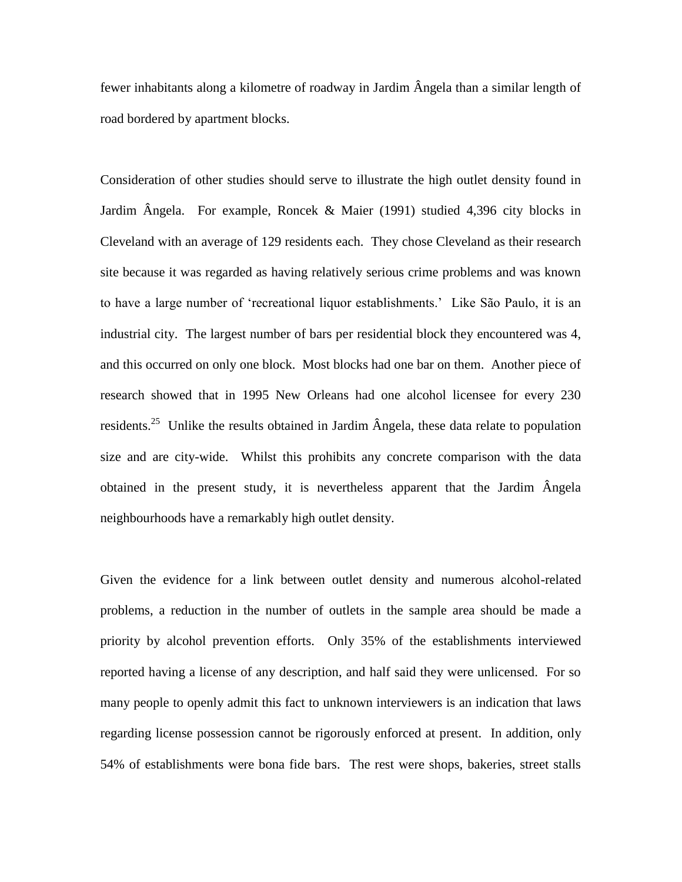fewer inhabitants along a kilometre of roadway in Jardim Ângela than a similar length of road bordered by apartment blocks.

Consideration of other studies should serve to illustrate the high outlet density found in Jardim Ângela. For example, Roncek & Maier (1991) studied 4,396 city blocks in Cleveland with an average of 129 residents each. They chose Cleveland as their research site because it was regarded as having relatively serious crime problems and was known to have a large number of 'recreational liquor establishments.' Like São Paulo, it is an industrial city. The largest number of bars per residential block they encountered was 4, and this occurred on only one block. Most blocks had one bar on them. Another piece of research showed that in 1995 New Orleans had one alcohol licensee for every 230 residents.[25] Unlike the results obtained in Jardim Ângela, these data relate to population size and are city-wide. Whilst this prohibits any concrete comparison with the data obtained in the present study, it is nevertheless apparent that the Jardim Ângela neighbourhoods have a remarkably high outlet density.

Given the evidence for a link between outlet density and numerous alcohol-related problems, a reduction in the number of outlets in the sample area should be made a priority by alcohol prevention efforts. Only 35% of the establishments interviewed reported having a license of any description, and half said they were unlicensed. For so many people to openly admit this fact to unknown interviewers is an indication that laws regarding license possession cannot be rigorously enforced at present. In addition, only 54% of establishments were bona fide bars. The rest were shops, bakeries, street stalls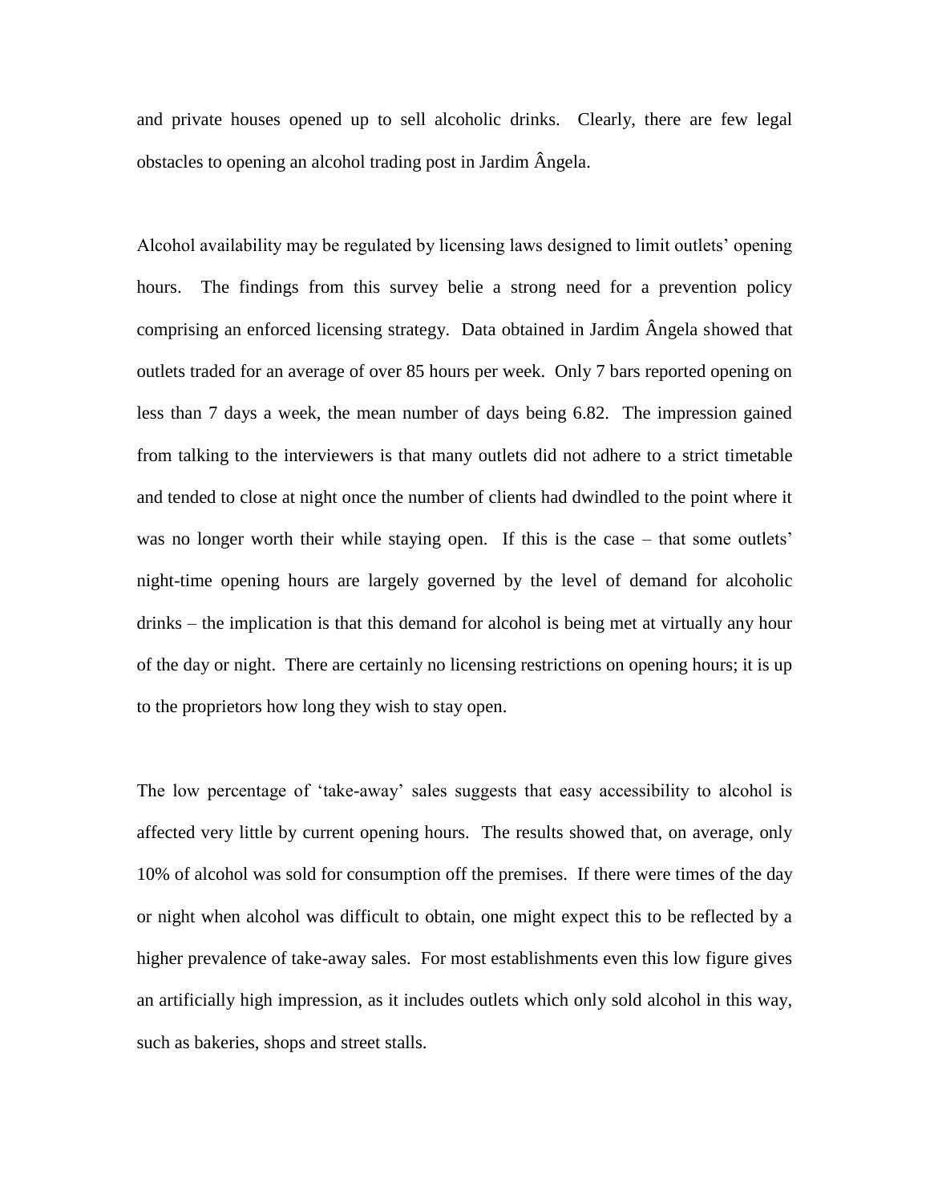and private houses opened up to sell alcoholic drinks. Clearly, there are few legal obstacles to opening an alcohol trading post in Jardim Ângela.

Alcohol availability may be regulated by licensing laws designed to limit outlets' opening hours. The findings from this survey belie a strong need for a prevention policy comprising an enforced licensing strategy. Data obtained in Jardim Ângela showed that outlets traded for an average of over 85 hours per week. Only 7 bars reported opening on less than 7 days a week, the mean number of days being 6.82. The impression gained from talking to the interviewers is that many outlets did not adhere to a strict timetable and tended to close at night once the number of clients had dwindled to the point where it was no longer worth their while staying open. If this is the case – that some outlets' night-time opening hours are largely governed by the level of demand for alcoholic drinks – the implication is that this demand for alcohol is being met at virtually any hour of the day or night. There are certainly no licensing restrictions on opening hours; it is up to the proprietors how long they wish to stay open.

The low percentage of 'take-away' sales suggests that easy accessibility to alcohol is affected very little by current opening hours. The results showed that, on average, only 10% of alcohol was sold for consumption off the premises. If there were times of the day or night when alcohol was difficult to obtain, one might expect this to be reflected by a higher prevalence of take-away sales. For most establishments even this low figure gives an artificially high impression, as it includes outlets which only sold alcohol in this way, such as bakeries, shops and street stalls.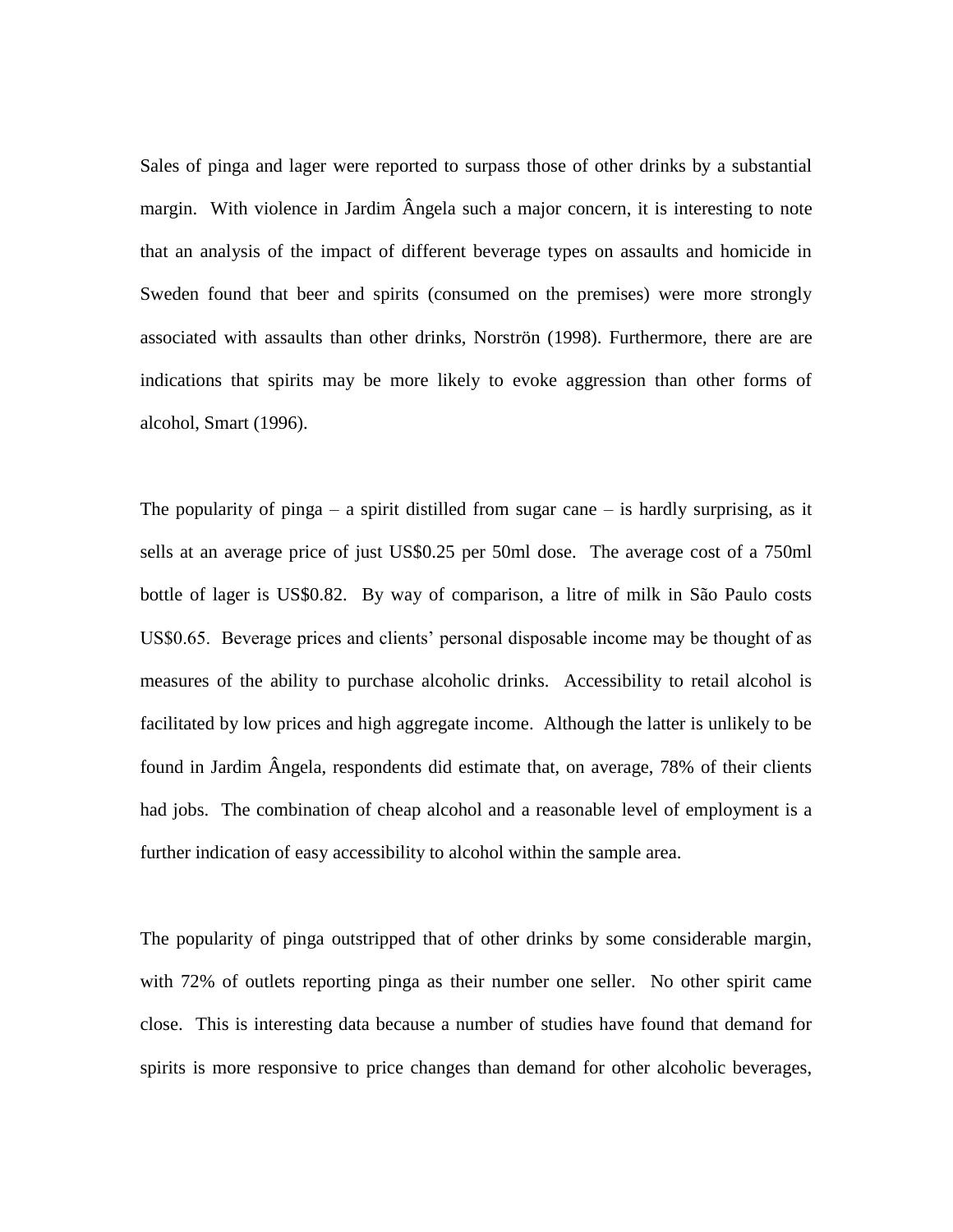Sales of pinga and lager were reported to surpass those of other drinks by a substantial margin. With violence in Jardim Ângela such a major concern, it is interesting to note that an analysis of the impact of different beverage types on assaults and homicide in Sweden found that beer and spirits (consumed on the premises) were more strongly associated with assaults than other drinks, Norströn (1998). Furthermore, there are are indications that spirits may be more likely to evoke aggression than other forms of alcohol, Smart (1996).

The popularity of pinga – a spirit distilled from sugar cane – is hardly surprising, as it sells at an average price of just US$0.25 per 50ml dose. The average cost of a 750ml bottle of lager is US$0.82. By way of comparison, a litre of milk in São Paulo costs US$0.65. Beverage prices and clients' personal disposable income may be thought of as measures of the ability to purchase alcoholic drinks. Accessibility to retail alcohol is facilitated by low prices and high aggregate income. Although the latter is unlikely to be found in Jardim Ângela, respondents did estimate that, on average, 78% of their clients had jobs. The combination of cheap alcohol and a reasonable level of employment is a further indication of easy accessibility to alcohol within the sample area.

The popularity of pinga outstripped that of other drinks by some considerable margin, with 72% of outlets reporting pinga as their number one seller. No other spirit came close. This is interesting data because a number of studies have found that demand for spirits is more responsive to price changes than demand for other alcoholic beverages,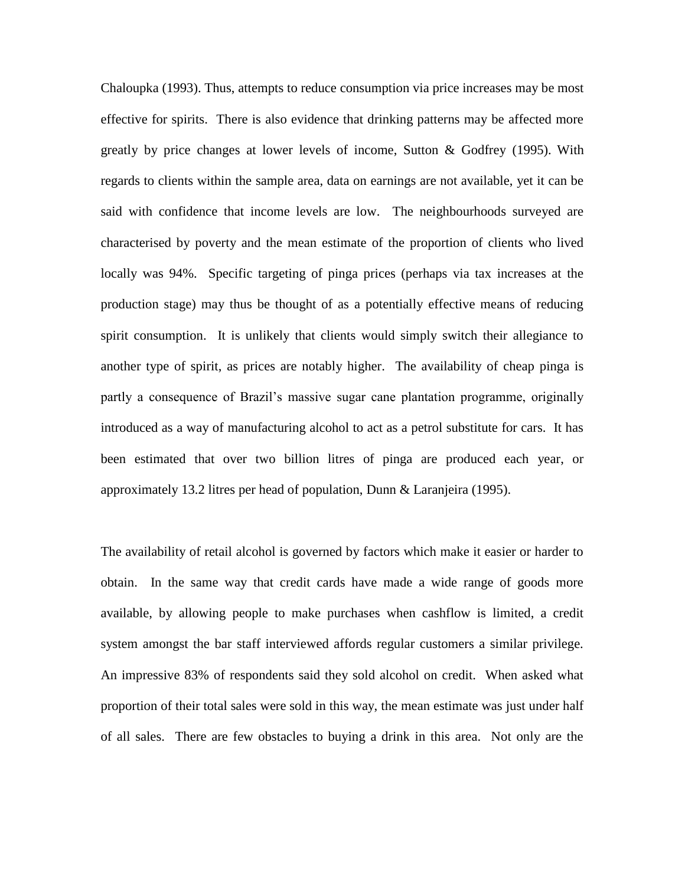Chaloupka (1993). Thus, attempts to reduce consumption via price increases may be most effective for spirits. There is also evidence that drinking patterns may be affected more greatly by price changes at lower levels of income, Sutton & Godfrey (1995). With regards to clients within the sample area, data on earnings are not available, yet it can be said with confidence that income levels are low. The neighbourhoods surveyed are characterised by poverty and the mean estimate of the proportion of clients who lived locally was 94%. Specific targeting of pinga prices (perhaps via tax increases at the production stage) may thus be thought of as a potentially effective means of reducing spirit consumption. It is unlikely that clients would simply switch their allegiance to another type of spirit, as prices are notably higher. The availability of cheap pinga is partly a consequence of Brazil's massive sugar cane plantation programme, originally introduced as a way of manufacturing alcohol to act as a petrol substitute for cars. It has been estimated that over two billion litres of pinga are produced each year, or approximately 13.2 litres per head of population, Dunn & Laranjeira (1995).

The availability of retail alcohol is governed by factors which make it easier or harder to obtain. In the same way that credit cards have made a wide range of goods more available, by allowing people to make purchases when cashflow is limited, a credit system amongst the bar staff interviewed affords regular customers a similar privilege. An impressive 83% of respondents said they sold alcohol on credit. When asked what proportion of their total sales were sold in this way, the mean estimate was just under half of all sales. There are few obstacles to buying a drink in this area. Not only are the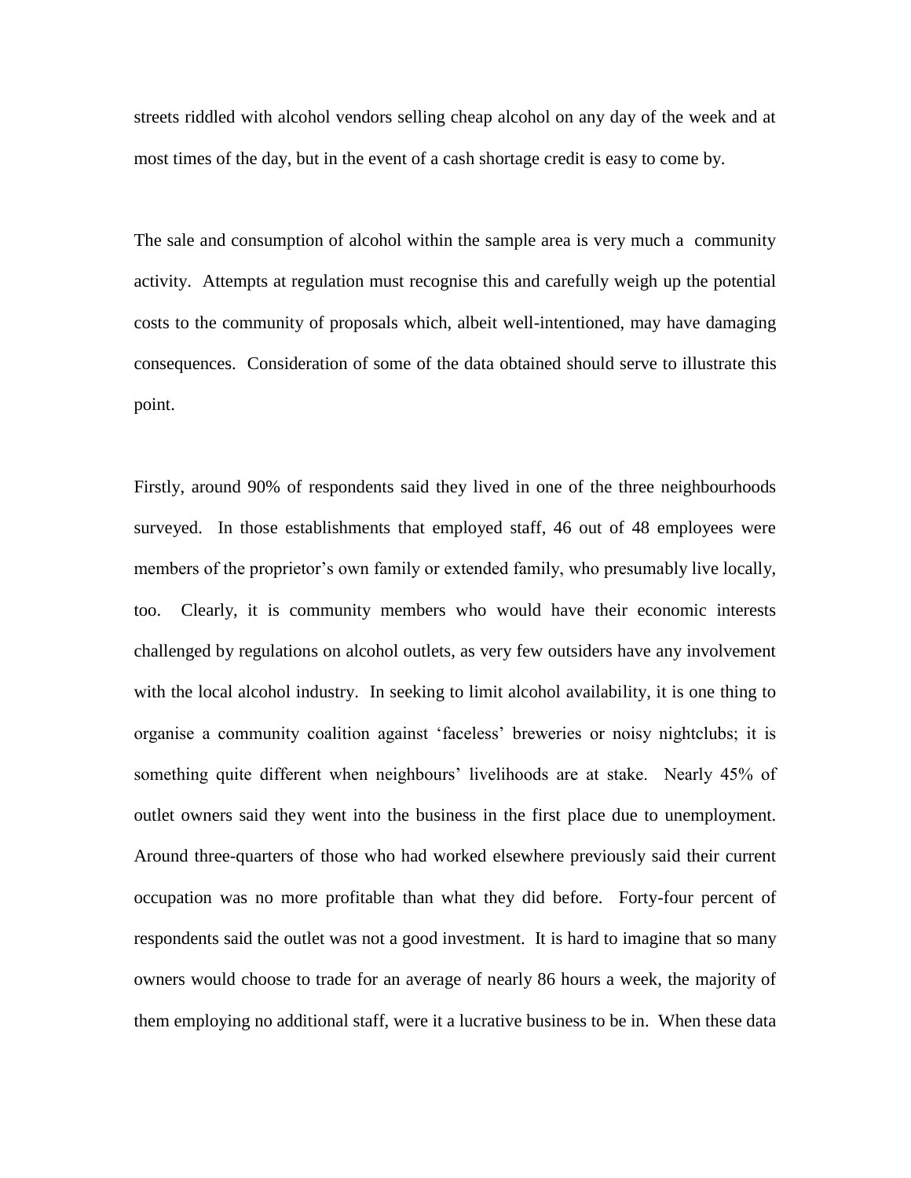streets riddled with alcohol vendors selling cheap alcohol on any day of the week and at most times of the day, but in the event of a cash shortage credit is easy to come by.

The sale and consumption of alcohol within the sample area is very much a community activity. Attempts at regulation must recognise this and carefully weigh up the potential costs to the community of proposals which, albeit well-intentioned, may have damaging consequences. Consideration of some of the data obtained should serve to illustrate this point.

Firstly, around 90% of respondents said they lived in one of the three neighbourhoods surveyed. In those establishments that employed staff, 46 out of 48 employees were members of the proprietor's own family or extended family, who presumably live locally, too. Clearly, it is community members who would have their economic interests challenged by regulations on alcohol outlets, as very few outsiders have any involvement with the local alcohol industry. In seeking to limit alcohol availability, it is one thing to organise a community coalition against 'faceless' breweries or noisy nightclubs; it is something quite different when neighbours' livelihoods are at stake. Nearly 45% of outlet owners said they went into the business in the first place due to unemployment. Around three-quarters of those who had worked elsewhere previously said their current occupation was no more profitable than what they did before. Forty-four percent of respondents said the outlet was not a good investment. It is hard to imagine that so many owners would choose to trade for an average of nearly 86 hours a week, the majority of them employing no additional staff, were it a lucrative business to be in. When these data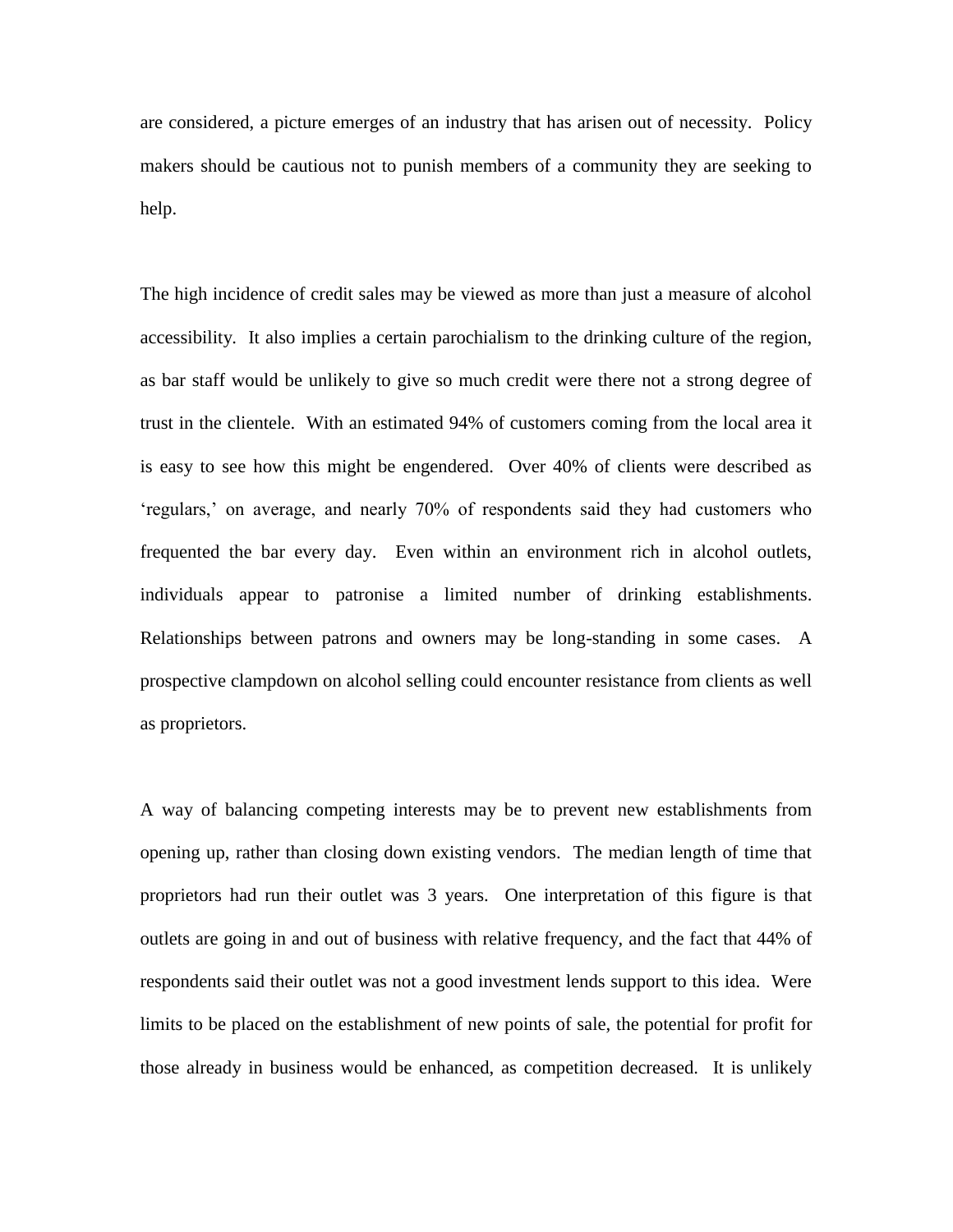are considered, a picture emerges of an industry that has arisen out of necessity. Policy makers should be cautious not to punish members of a community they are seeking to help.

The high incidence of credit sales may be viewed as more than just a measure of alcohol accessibility. It also implies a certain parochialism to the drinking culture of the region, as bar staff would be unlikely to give so much credit were there not a strong degree of trust in the clientele. With an estimated 94% of customers coming from the local area it is easy to see how this might be engendered. Over 40% of clients were described as 'regulars,' on average, and nearly 70% of respondents said they had customers who frequented the bar every day. Even within an environment rich in alcohol outlets, individuals appear to patronise a limited number of drinking establishments. Relationships between patrons and owners may be long-standing in some cases. A prospective clampdown on alcohol selling could encounter resistance from clients as well as proprietors.

A way of balancing competing interests may be to prevent new establishments from opening up, rather than closing down existing vendors. The median length of time that proprietors had run their outlet was 3 years. One interpretation of this figure is that outlets are going in and out of business with relative frequency, and the fact that 44% of respondents said their outlet was not a good investment lends support to this idea. Were limits to be placed on the establishment of new points of sale, the potential for profit for those already in business would be enhanced, as competition decreased. It is unlikely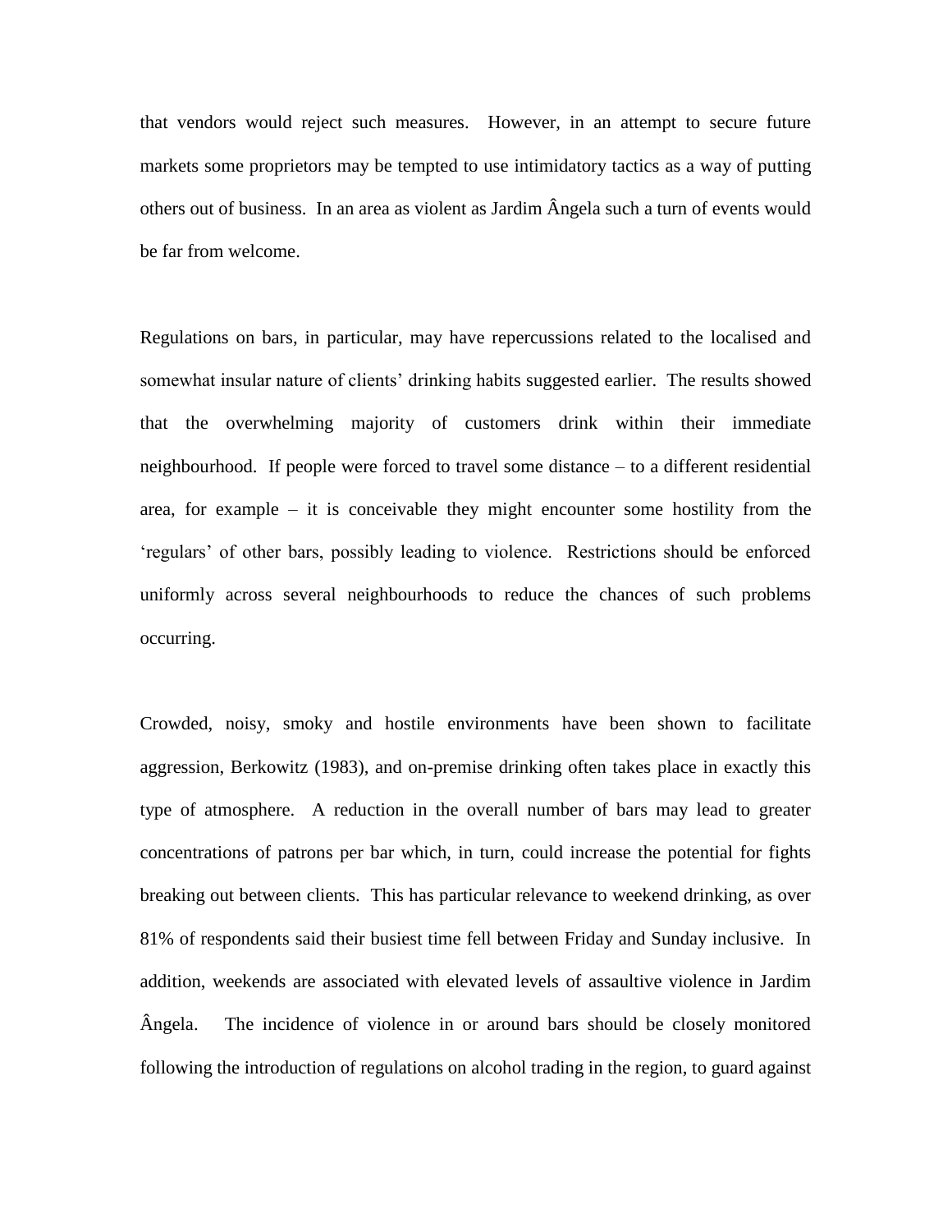that vendors would reject such measures. However, in an attempt to secure future markets some proprietors may be tempted to use intimidatory tactics as a way of putting others out of business. In an area as violent as Jardim Ângela such a turn of events would be far from welcome.

Regulations on bars, in particular, may have repercussions related to the localised and somewhat insular nature of clients' drinking habits suggested earlier. The results showed that the overwhelming majority of customers drink within their immediate neighbourhood. If people were forced to travel some distance – to a different residential area, for example – it is conceivable they might encounter some hostility from the 'regulars' of other bars, possibly leading to violence. Restrictions should be enforced uniformly across several neighbourhoods to reduce the chances of such problems occurring.

Crowded, noisy, smoky and hostile environments have been shown to facilitate aggression, Berkowitz (1983), and on-premise drinking often takes place in exactly this type of atmosphere. A reduction in the overall number of bars may lead to greater concentrations of patrons per bar which, in turn, could increase the potential for fights breaking out between clients. This has particular relevance to weekend drinking, as over 81% of respondents said their busiest time fell between Friday and Sunday inclusive. In addition, weekends are associated with elevated levels of assaultive violence in Jardim Ângela. The incidence of violence in or around bars should be closely monitored following the introduction of regulations on alcohol trading in the region, to guard against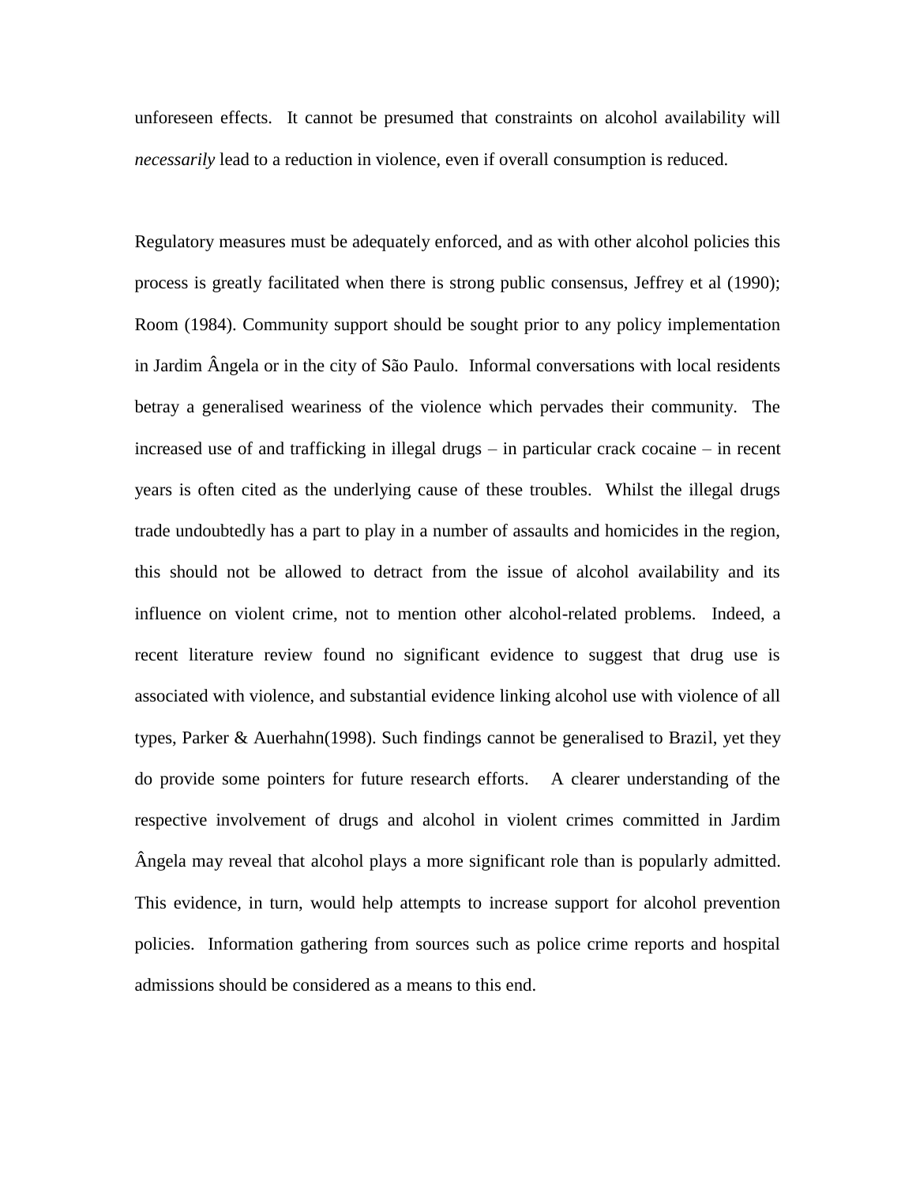unforeseen effects. It cannot be presumed that constraints on alcohol availability will *necessarily* lead to a reduction in violence, even if overall consumption is reduced.

Regulatory measures must be adequately enforced, and as with other alcohol policies this process is greatly facilitated when there is strong public consensus, Jeffrey et al (1990); Room (1984). Community support should be sought prior to any policy implementation in Jardim Ângela or in the city of São Paulo. Informal conversations with local residents betray a generalised weariness of the violence which pervades their community. The increased use of and trafficking in illegal drugs – in particular crack cocaine – in recent years is often cited as the underlying cause of these troubles. Whilst the illegal drugs trade undoubtedly has a part to play in a number of assaults and homicides in the region, this should not be allowed to detract from the issue of alcohol availability and its influence on violent crime, not to mention other alcohol-related problems. Indeed, a recent literature review found no significant evidence to suggest that drug use is associated with violence, and substantial evidence linking alcohol use with violence of all types, Parker & Auerhahn(1998). Such findings cannot be generalised to Brazil, yet they do provide some pointers for future research efforts. A clearer understanding of the respective involvement of drugs and alcohol in violent crimes committed in Jardim Ângela may reveal that alcohol plays a more significant role than is popularly admitted. This evidence, in turn, would help attempts to increase support for alcohol prevention policies. Information gathering from sources such as police crime reports and hospital admissions should be considered as a means to this end.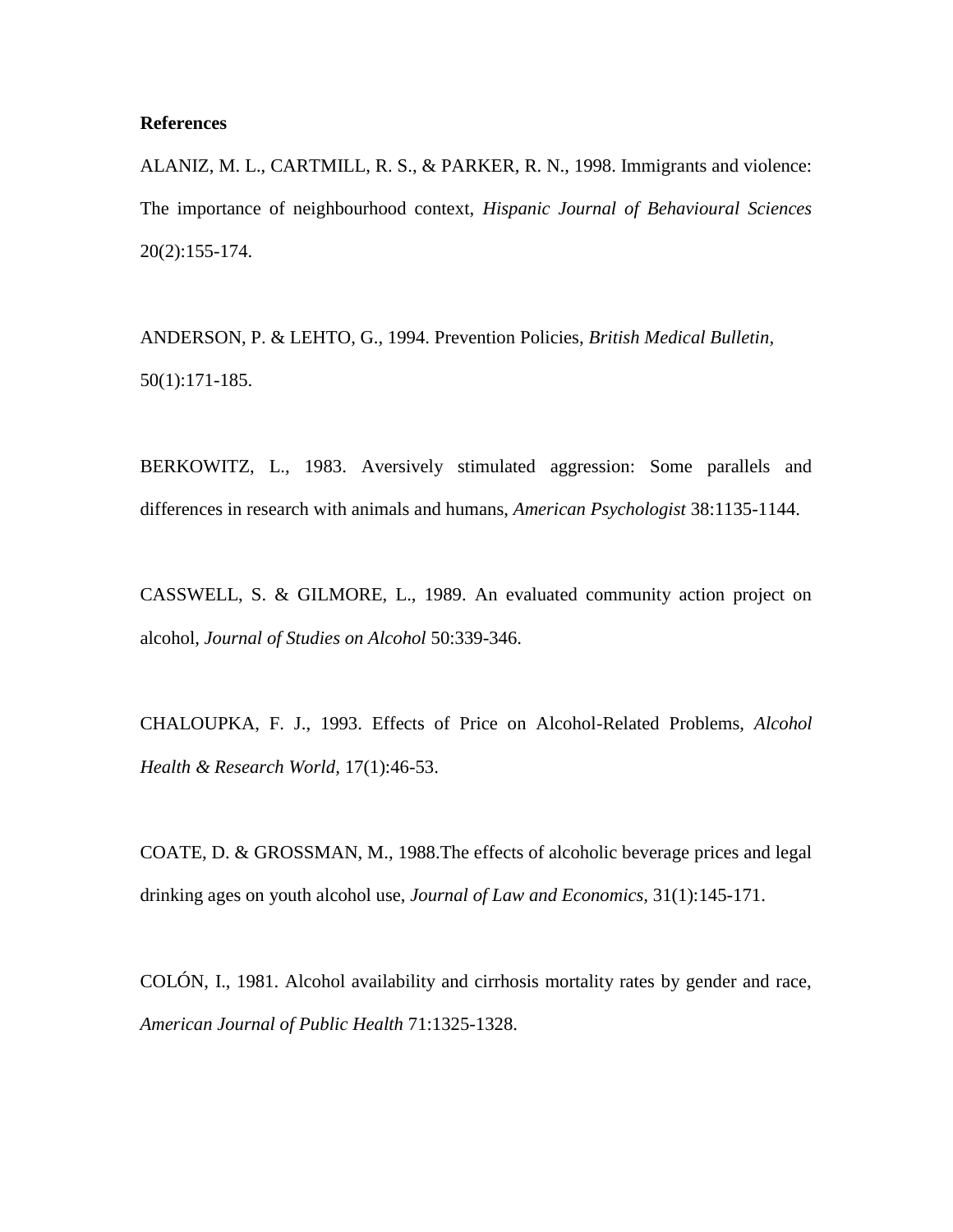**References**

ALANIZ, M. L., CARTMILL, R. S., & PARKER, R. N., 1998. Immigrants and violence: The importance of neighbourhood context, *Hispanic Journal of Behavioural Sciences* 20(2):155-174.

ANDERSON, P. & LEHTO, G., 1994. Prevention Policies, *British Medical Bulletin*, 50(1):171-185.

BERKOWITZ, L., 1983. Aversively stimulated aggression: Some parallels and differences in research with animals and humans, *American Psychologist* 38:1135-1144.

CASSWELL, S. & GILMORE, L., 1989. An evaluated community action project on alcohol, *Journal of Studies on Alcohol* 50:339-346.

CHALOUPKA, F. J., 1993. Effects of Price on Alcohol-Related Problems, *Alcohol Health & Research World*, 17(1):46-53.

COATE, D. & GROSSMAN, M., 1988.The effects of alcoholic beverage prices and legal drinking ages on youth alcohol use, *Journal of Law and Economics*, 31(1):145-171.

COLÓN, I., 1981. Alcohol availability and cirrhosis mortality rates by gender and race, *American Journal of Public Health* 71:1325-1328.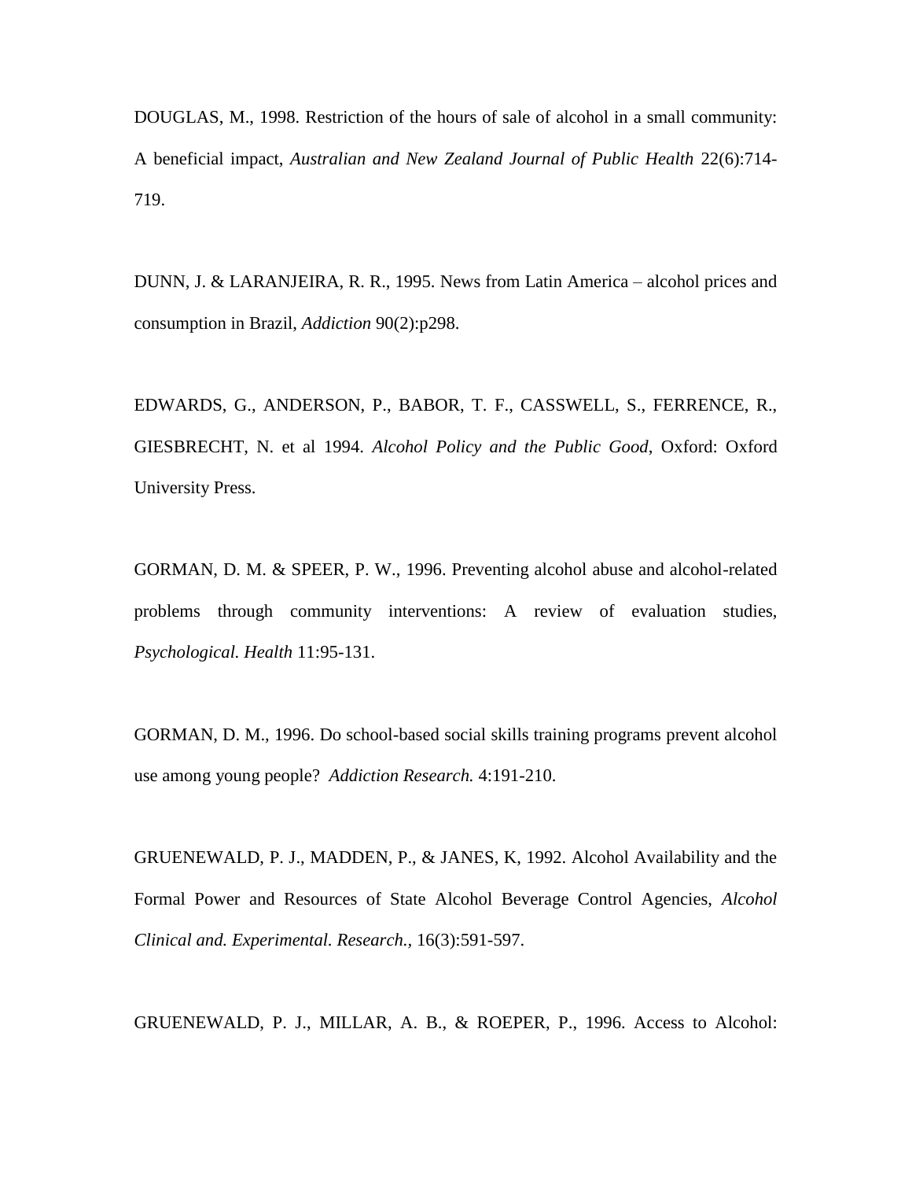DOUGLAS, M., 1998. Restriction of the hours of sale of alcohol in a small community: A beneficial impact, *Australian and New Zealand Journal of Public Health* 22(6):714-719.

DUNN, J. & LARANJEIRA, R. R., 1995. News from Latin America – alcohol prices and consumption in Brazil, *Addiction* 90(2):p298.

EDWARDS, G., ANDERSON, P., BABOR, T. F., CASSWELL, S., FERRENCE, R., GIESBRECHT, N. et al 1994. *Alcohol Policy and the Public Good*, Oxford: Oxford University Press.

GORMAN, D. M. & SPEER, P. W., 1996. Preventing alcohol abuse and alcohol-related problems through community interventions: A review of evaluation studies, *Psychological. Health* 11:95-131.

GORMAN, D. M., 1996. Do school-based social skills training programs prevent alcohol use among young people? *Addiction Research.* 4:191-210.

GRUENEWALD, P. J., MADDEN, P., & JANES, K, 1992. Alcohol Availability and the Formal Power and Resources of State Alcohol Beverage Control Agencies, *Alcohol Clinical and. Experimental. Research.*, 16(3):591-597.

GRUENEWALD, P. J., MILLAR, A. B., & ROEPER, P., 1996. Access to Alcohol: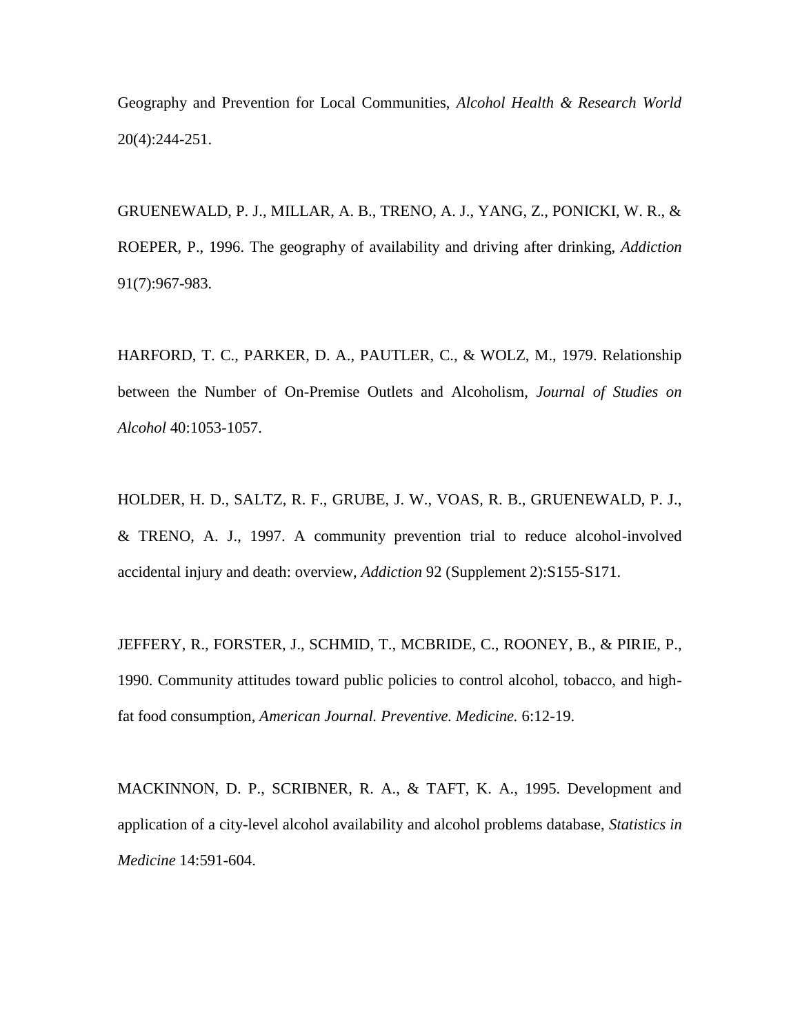Geography and Prevention for Local Communities, *Alcohol Health & Research World* 20(4):244-251.

GRUENEWALD, P. J., MILLAR, A. B., TRENO, A. J., YANG, Z., PONICKI, W. R., & ROEPER, P., 1996. The geography of availability and driving after drinking, *Addiction* 91(7):967-983.

HARFORD, T. C., PARKER, D. A., PAUTLER, C., & WOLZ, M., 1979. Relationship between the Number of On-Premise Outlets and Alcoholism, *Journal of Studies on Alcohol* 40:1053-1057.

HOLDER, H. D., SALTZ, R. F., GRUBE, J. W., VOAS, R. B., GRUENEWALD, P. J., & TRENO, A. J., 1997. A community prevention trial to reduce alcohol-involved accidental injury and death: overview, *Addiction* 92 (Supplement 2):S155-S171.

JEFFERY, R., FORSTER, J., SCHMID, T., MCBRIDE, C., ROONEY, B., & PIRIE, P., 1990. Community attitudes toward public policies to control alcohol, tobacco, and high-fat food consumption, *American Journal. Preventive. Medicine.* 6:12-19.

MACKINNON, D. P., SCRIBNER, R. A., & TAFT, K. A., 1995. Development and application of a city-level alcohol availability and alcohol problems database, *Statistics in Medicine* 14:591-604.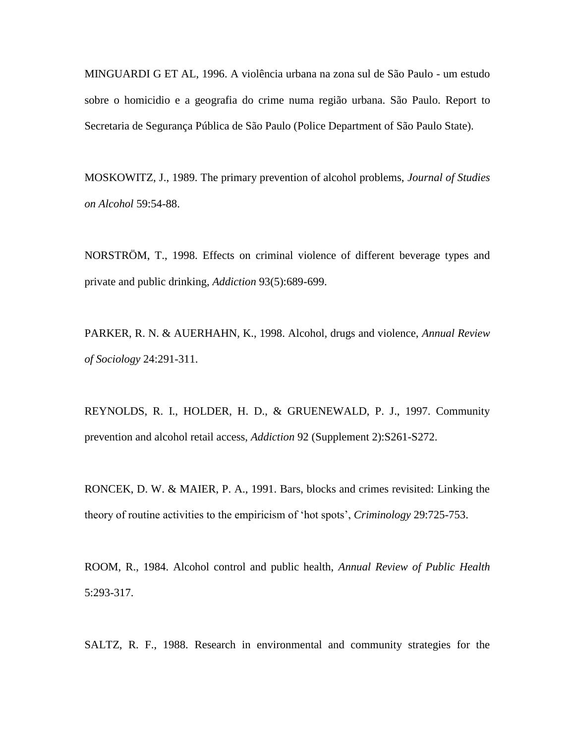MINGUARDI G ET AL, 1996. A violência urbana na zona sul de São Paulo - um estudo sobre o homicidio e a geografia do crime numa região urbana. São Paulo. Report to Secretaria de Segurança Pública de São Paulo (Police Department of São Paulo State).

MOSKOWITZ, J., 1989. The primary prevention of alcohol problems, *Journal of Studies on Alcohol* 59:54-88.

NORSTRÖM, T., 1998. Effects on criminal violence of different beverage types and private and public drinking, *Addiction* 93(5):689-699.

PARKER, R. N. & AUERHAHN, K., 1998. Alcohol, drugs and violence, *Annual Review of Sociology* 24:291-311.

REYNOLDS, R. I., HOLDER, H. D., & GRUENEWALD, P. J., 1997. Community prevention and alcohol retail access, *Addiction* 92 (Supplement 2):S261-S272.

RONCEK, D. W. & MAIER, P. A., 1991. Bars, blocks and crimes revisited: Linking the theory of routine activities to the empiricism of 'hot spots', *Criminology* 29:725-753.

ROOM, R., 1984. Alcohol control and public health, *Annual Review of Public Health* 5:293-317.

SALTZ, R. F., 1988. Research in environmental and community strategies for the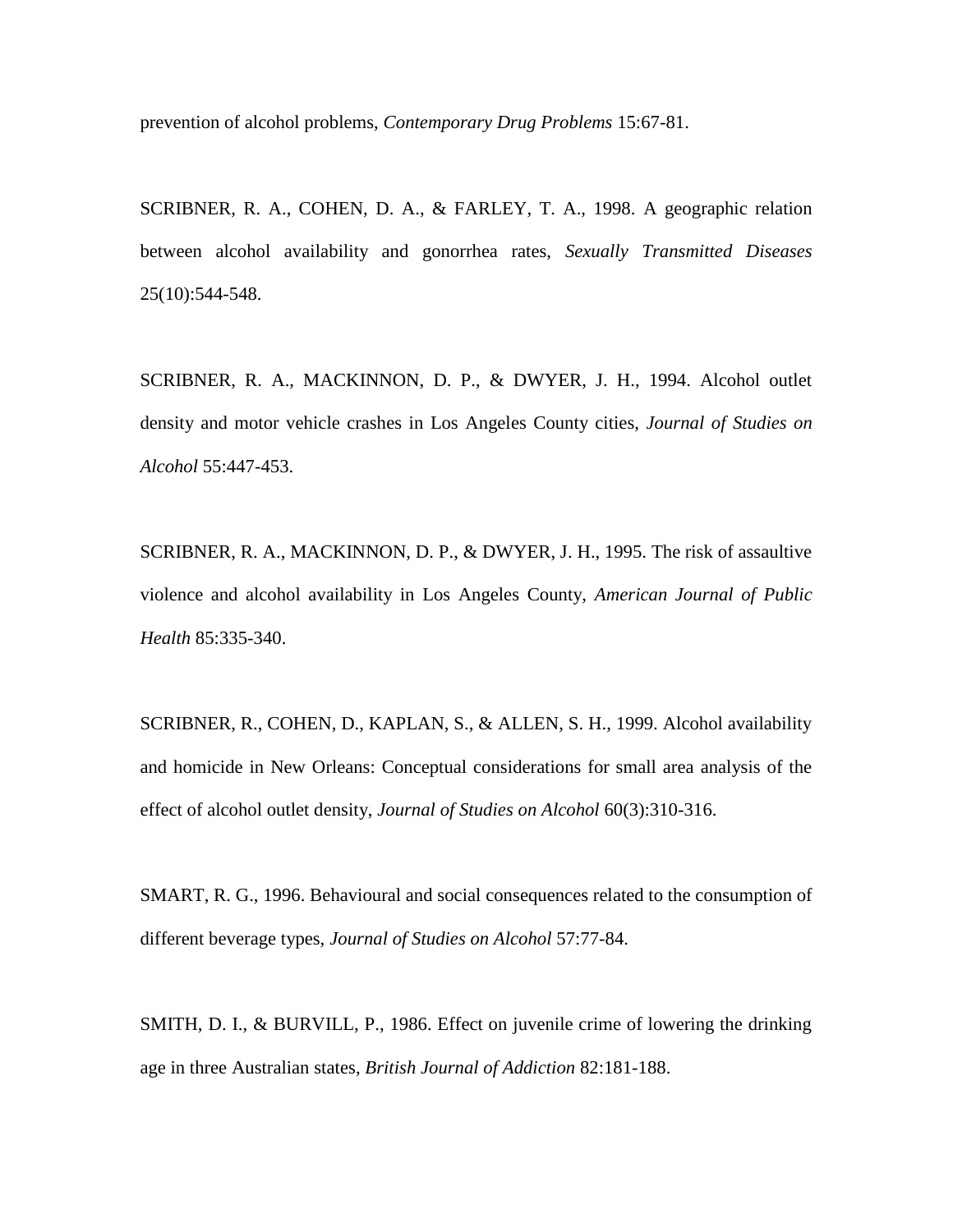prevention of alcohol problems, *Contemporary Drug Problems* 15:67-81.

SCRIBNER, R. A., COHEN, D. A., & FARLEY, T. A., 1998. A geographic relation between alcohol availability and gonorrhea rates, *Sexually Transmitted Diseases* 25(10):544-548.

SCRIBNER, R. A., MACKINNON, D. P., & DWYER, J. H., 1994. Alcohol outlet density and motor vehicle crashes in Los Angeles County cities, *Journal of Studies on Alcohol* 55:447-453.

SCRIBNER, R. A., MACKINNON, D. P., & DWYER, J. H., 1995. The risk of assaultive violence and alcohol availability in Los Angeles County, *American Journal of Public Health* 85:335-340.

SCRIBNER, R., COHEN, D., KAPLAN, S., & ALLEN, S. H., 1999. Alcohol availability and homicide in New Orleans: Conceptual considerations for small area analysis of the effect of alcohol outlet density, *Journal of Studies on Alcohol* 60(3):310-316.

SMART, R. G., 1996. Behavioural and social consequences related to the consumption of different beverage types, *Journal of Studies on Alcohol* 57:77-84.

SMITH, D. I., & BURVILL, P., 1986. Effect on juvenile crime of lowering the drinking age in three Australian states, *British Journal of Addiction* 82:181-188.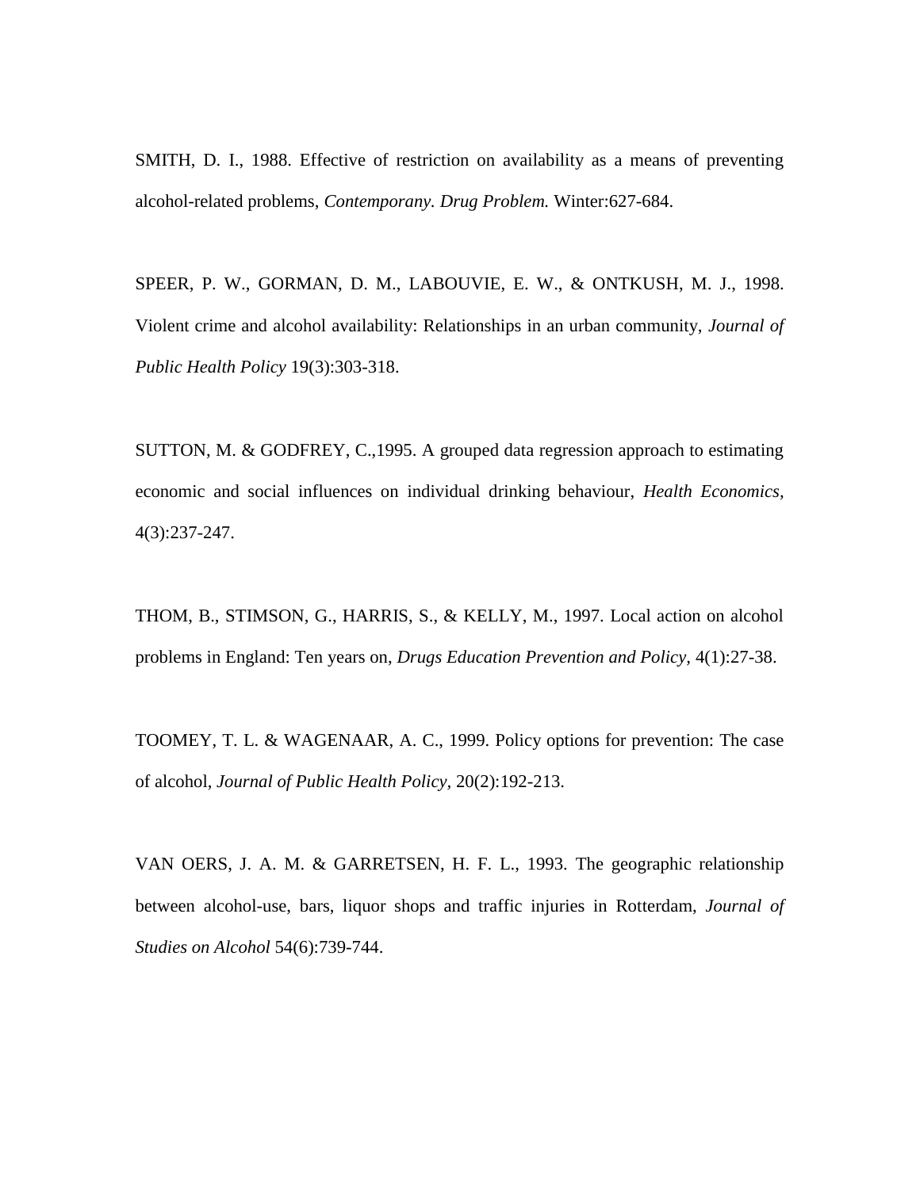SMITH, D. I., 1988. Effective of restriction on availability as a means of preventing alcohol-related problems, *Contemporany. Drug Problem.* Winter:627-684.

SPEER, P. W., GORMAN, D. M., LABOUVIE, E. W., & ONTKUSH, M. J., 1998. Violent crime and alcohol availability: Relationships in an urban community, *Journal of Public Health Policy* 19(3):303-318.

SUTTON, M. & GODFREY, C.,1995. A grouped data regression approach to estimating economic and social influences on individual drinking behaviour, *Health Economics*, 4(3):237-247.

THOM, B., STIMSON, G., HARRIS, S., & KELLY, M., 1997. Local action on alcohol problems in England: Ten years on, *Drugs Education Prevention and Policy,* 4(1):27-38.

TOOMEY, T. L. & WAGENAAR, A. C., 1999. Policy options for prevention: The case of alcohol, *Journal of Public Health Policy,* 20(2):192-213.

VAN OERS, J. A. M. & GARRETSEN, H. F. L., 1993. The geographic relationship between alcohol-use, bars, liquor shops and traffic injuries in Rotterdam, *Journal of Studies on Alcohol* 54(6):739-744.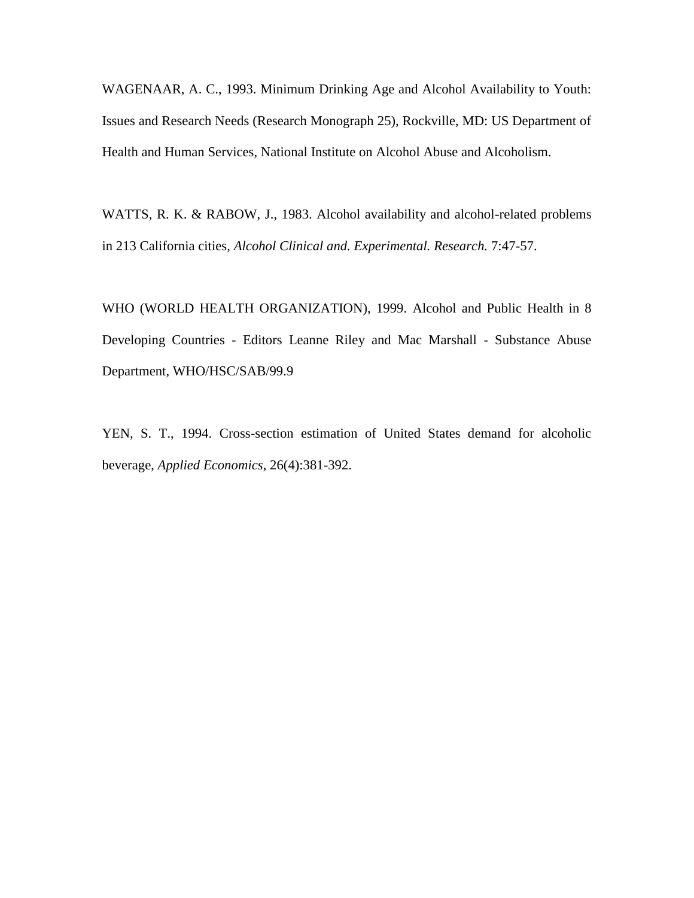WAGENAAR, A. C., 1993. Minimum Drinking Age and Alcohol Availability to Youth: Issues and Research Needs (Research Monograph 25), Rockville, MD: US Department of Health and Human Services, National Institute on Alcohol Abuse and Alcoholism.

WATTS, R. K. & RABOW, J., 1983. Alcohol availability and alcohol-related problems in 213 California cities, *Alcohol Clinical and. Experimental. Research.* 7:47-57.

WHO (WORLD HEALTH ORGANIZATION), 1999. Alcohol and Public Health in 8 Developing Countries - Editors Leanne Riley and Mac Marshall - Substance Abuse Department, WHO/HSC/SAB/99.9

YEN, S. T., 1994. Cross-section estimation of United States demand for alcoholic beverage, *Applied Economics*, 26(4):381-392.